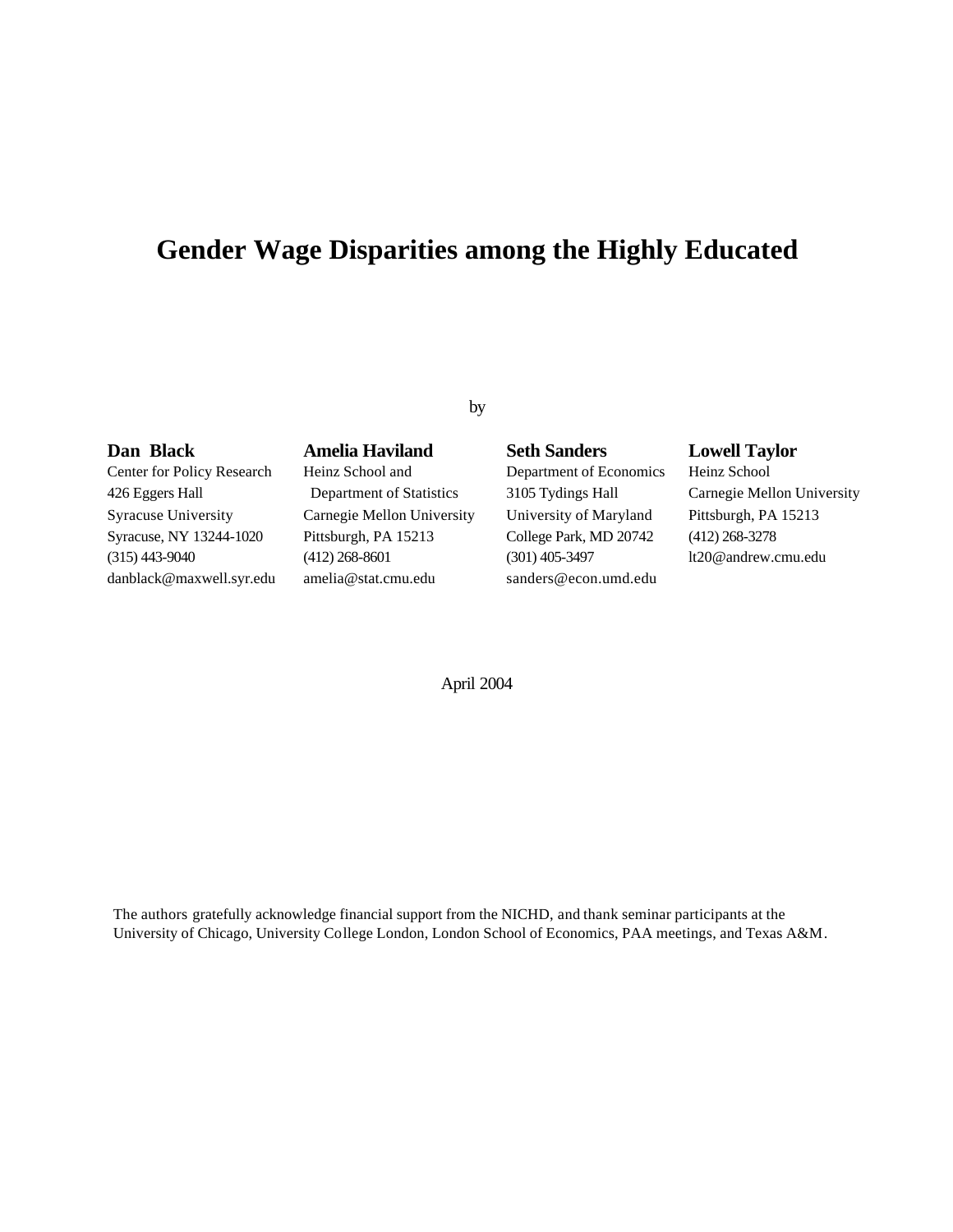# Gender Wage Disparities among the Highly Educated

by

**Dan Black**
Center for Policy Research
426 Eggers Hall
Syracuse University
Syracuse, NY 13244-1020
(315) 443-9040
danblack@maxwell.syr.edu

**Amelia Haviland**
Heinz School and
Department of Statistics
Carnegie Mellon University
Pittsburgh, PA 15213
(412) 268-8601
amelia@stat.cmu.edu

**Seth Sanders**
Department of Economics
3105 Tydings Hall
University of Maryland
College Park, MD 20742
(301) 405-3497
sanders@econ.umd.edu

**Lowell Taylor**
Heinz School
Carnegie Mellon University
Pittsburgh, PA 15213
(412) 268-3278
lt20@andrew.cmu.edu

April 2004

The authors gratefully acknowledge financial support from the NICHD, and thank seminar participants at the University of Chicago, University College London, London School of Economics, PAA meetings, and Texas A&M.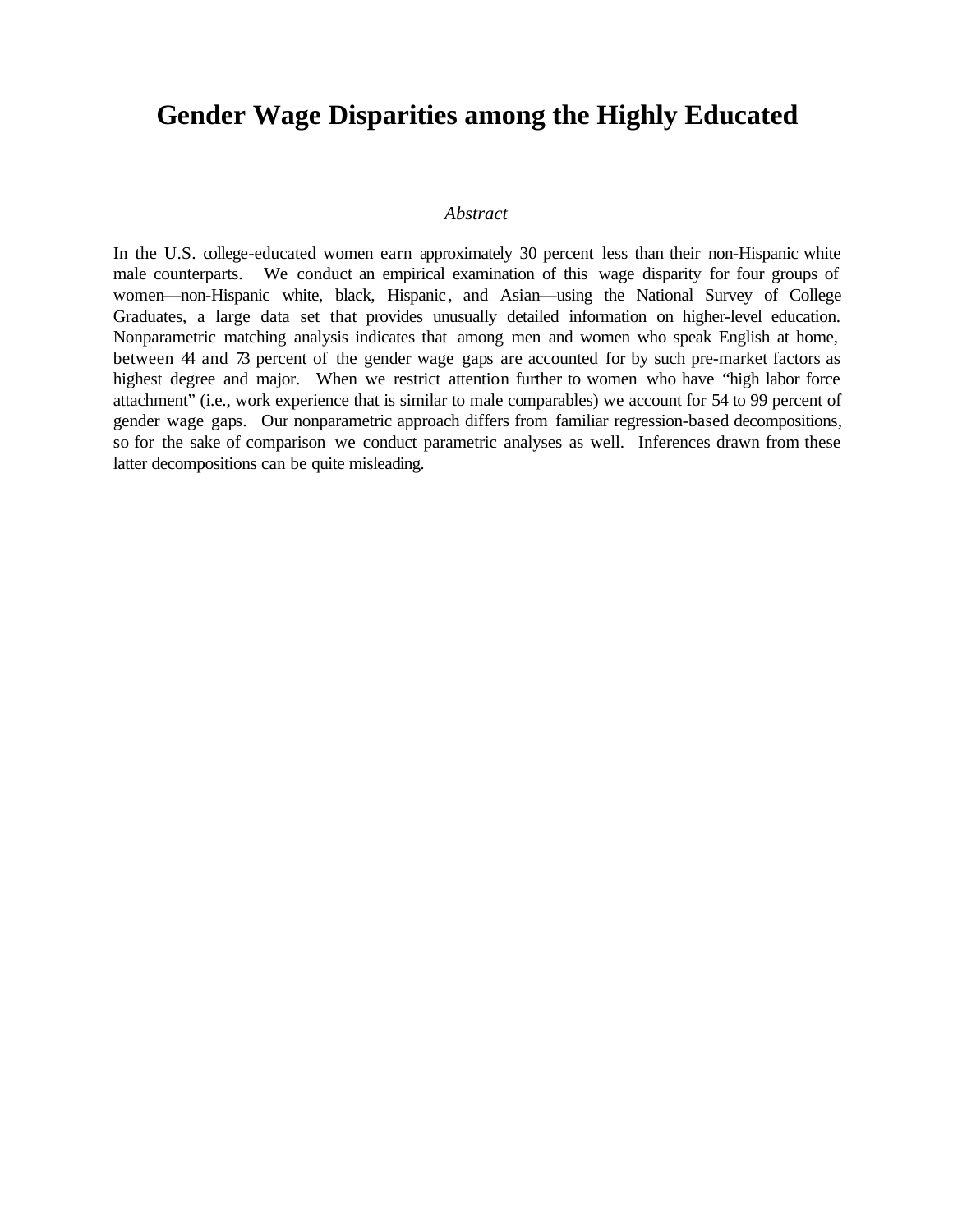# Gender Wage Disparities among the Highly Educated

*Abstract*

In the U.S. college-educated women earn approximately 30 percent less than their non-Hispanic white male counterparts. We conduct an empirical examination of this wage disparity for four groups of women—non-Hispanic white, black, Hispanic, and Asian—using the National Survey of College Graduates, a large data set that provides unusually detailed information on higher-level education. Nonparametric matching analysis indicates that among men and women who speak English at home, between 44 and 73 percent of the gender wage gaps are accounted for by such pre-market factors as highest degree and major. When we restrict attention further to women who have "high labor force attachment" (i.e., work experience that is similar to male comparables) we account for 54 to 99 percent of gender wage gaps. Our nonparametric approach differs from familiar regression-based decompositions, so for the sake of comparison we conduct parametric analyses as well. Inferences drawn from these latter decompositions can be quite misleading.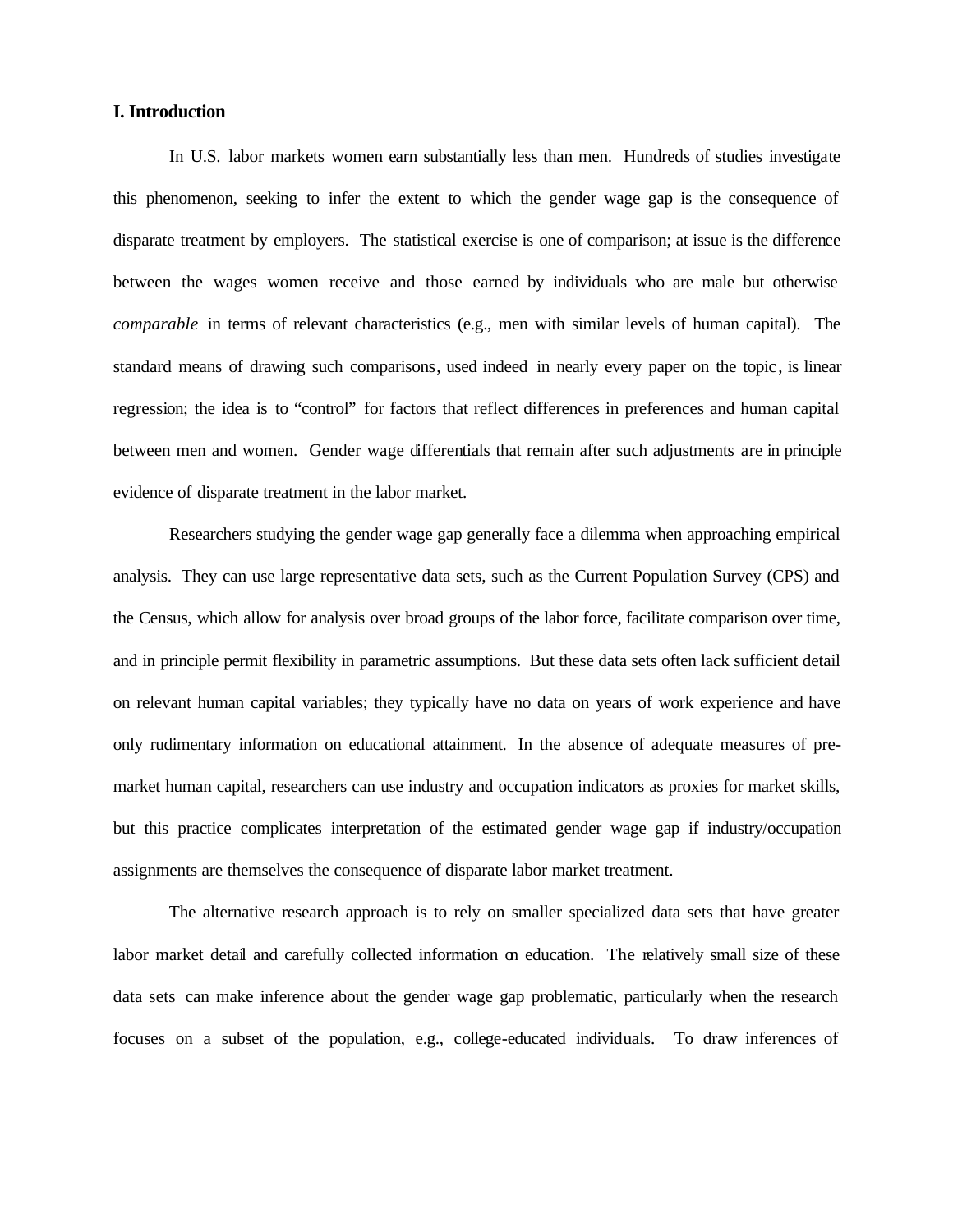## I. Introduction

In U.S. labor markets women earn substantially less than men. Hundreds of studies investigate this phenomenon, seeking to infer the extent to which the gender wage gap is the consequence of disparate treatment by employers. The statistical exercise is one of comparison; at issue is the difference between the wages women receive and those earned by individuals who are male but otherwise *comparable* in terms of relevant characteristics (e.g., men with similar levels of human capital). The standard means of drawing such comparisons, used indeed in nearly every paper on the topic, is linear regression; the idea is to "control" for factors that reflect differences in preferences and human capital between men and women. Gender wage differentials that remain after such adjustments are in principle evidence of disparate treatment in the labor market.

Researchers studying the gender wage gap generally face a dilemma when approaching empirical analysis. They can use large representative data sets, such as the Current Population Survey (CPS) and the Census, which allow for analysis over broad groups of the labor force, facilitate comparison over time, and in principle permit flexibility in parametric assumptions. But these data sets often lack sufficient detail on relevant human capital variables; they typically have no data on years of work experience and have only rudimentary information on educational attainment. In the absence of adequate measures of pre-market human capital, researchers can use industry and occupation indicators as proxies for market skills, but this practice complicates interpretation of the estimated gender wage gap if industry/occupation assignments are themselves the consequence of disparate labor market treatment.

The alternative research approach is to rely on smaller specialized data sets that have greater labor market detail and carefully collected information on education. The relatively small size of these data sets can make inference about the gender wage gap problematic, particularly when the research focuses on a subset of the population, e.g., college-educated individuals. To draw inferences of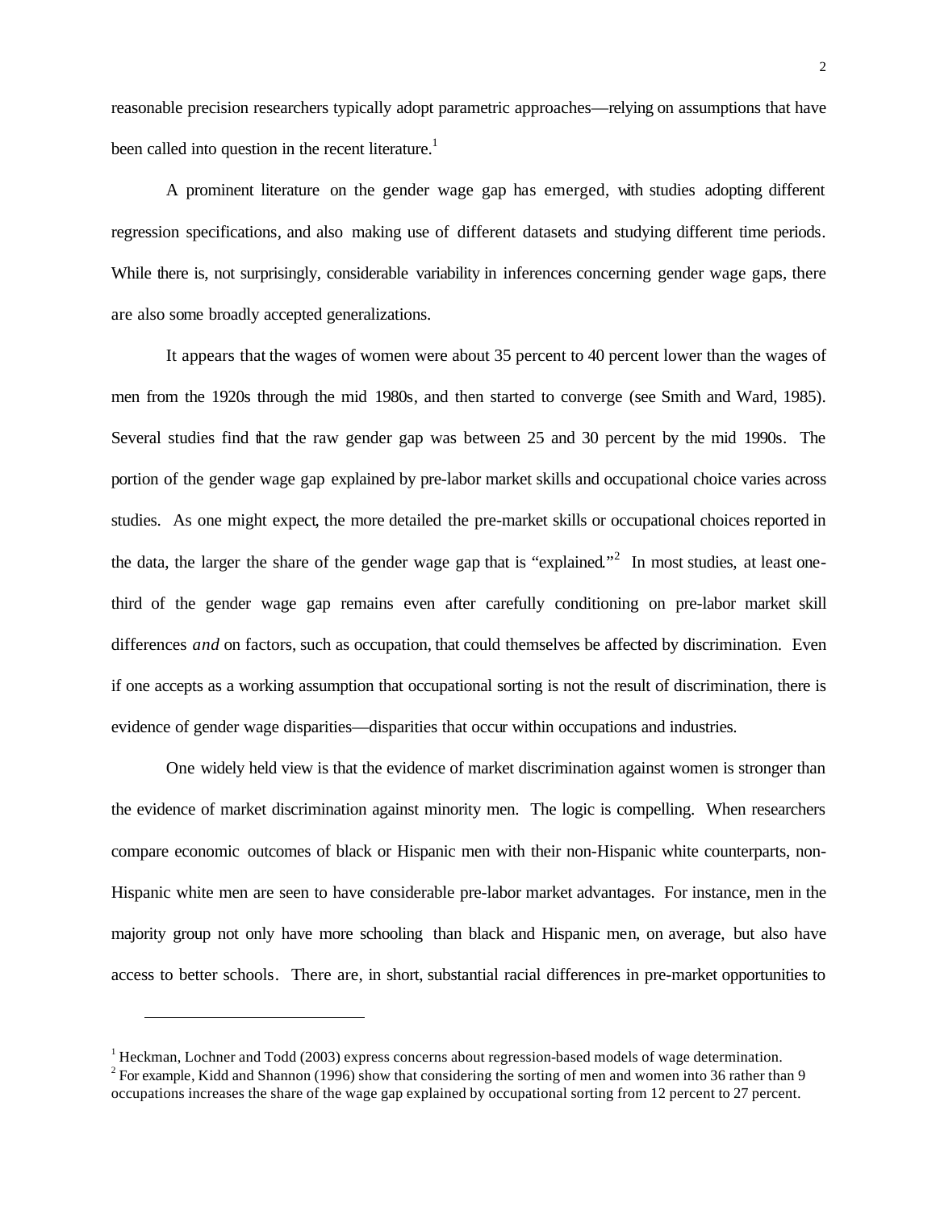reasonable precision researchers typically adopt parametric approaches—relying on assumptions that have been called into question in the recent literature.[1]

A prominent literature on the gender wage gap has emerged, with studies adopting different regression specifications, and also making use of different datasets and studying different time periods. While there is, not surprisingly, considerable variability in inferences concerning gender wage gaps, there are also some broadly accepted generalizations.

It appears that the wages of women were about 35 percent to 40 percent lower than the wages of men from the 1920s through the mid 1980s, and then started to converge (see Smith and Ward, 1985). Several studies find that the raw gender gap was between 25 and 30 percent by the mid 1990s. The portion of the gender wage gap explained by pre-labor market skills and occupational choice varies across studies. As one might expect, the more detailed the pre-market skills or occupational choices reported in the data, the larger the share of the gender wage gap that is "explained."[2] In most studies, at least one-third of the gender wage gap remains even after carefully conditioning on pre-labor market skill differences *and* on factors, such as occupation, that could themselves be affected by discrimination. Even if one accepts as a working assumption that occupational sorting is not the result of discrimination, there is evidence of gender wage disparities—disparities that occur within occupations and industries.

One widely held view is that the evidence of market discrimination against women is stronger than the evidence of market discrimination against minority men. The logic is compelling. When researchers compare economic outcomes of black or Hispanic men with their non-Hispanic white counterparts, non-Hispanic white men are seen to have considerable pre-labor market advantages. For instance, men in the majority group not only have more schooling than black and Hispanic men, on average, but also have access to better schools. There are, in short, substantial racial differences in pre-market opportunities to

---

[1] Heckman, Lochner and Todd (2003) express concerns about regression-based models of wage determination.

[2] For example, Kidd and Shannon (1996) show that considering the sorting of men and women into 36 rather than 9 occupations increases the share of the wage gap explained by occupational sorting from 12 percent to 27 percent.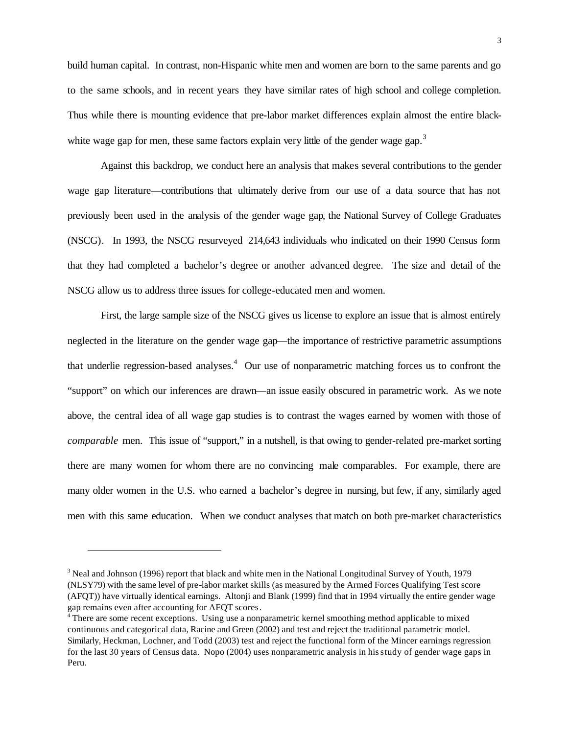build human capital. In contrast, non-Hispanic white men and women are born to the same parents and go to the same schools, and in recent years they have similar rates of high school and college completion. Thus while there is mounting evidence that pre-labor market differences explain almost the entire black-white wage gap for men, these same factors explain very little of the gender wage gap.[3]

Against this backdrop, we conduct here an analysis that makes several contributions to the gender wage gap literature—contributions that ultimately derive from our use of a data source that has not previously been used in the analysis of the gender wage gap, the National Survey of College Graduates (NSCG). In 1993, the NSCG resurveyed 214,643 individuals who indicated on their 1990 Census form that they had completed a bachelor's degree or another advanced degree. The size and detail of the NSCG allow us to address three issues for college-educated men and women.

First, the large sample size of the NSCG gives us license to explore an issue that is almost entirely neglected in the literature on the gender wage gap—the importance of restrictive parametric assumptions that underlie regression-based analyses.[4] Our use of nonparametric matching forces us to confront the "support" on which our inferences are drawn—an issue easily obscured in parametric work. As we note above, the central idea of all wage gap studies is to contrast the wages earned by women with those of *comparable* men. This issue of "support," in a nutshell, is that owing to gender-related pre-market sorting there are many women for whom there are no convincing male comparables. For example, there are many older women in the U.S. who earned a bachelor's degree in nursing, but few, if any, similarly aged men with this same education. When we conduct analyses that match on both pre-market characteristics

---

[3] Neal and Johnson (1996) report that black and white men in the National Longitudinal Survey of Youth, 1979 (NLSY79) with the same level of pre-labor market skills (as measured by the Armed Forces Qualifying Test score (AFQT)) have virtually identical earnings. Altonji and Blank (1999) find that in 1994 virtually the entire gender wage gap remains even after accounting for AFQT scores.

[4] There are some recent exceptions. Using use a nonparametric kernel smoothing method applicable to mixed continuous and categorical data, Racine and Green (2002) and test and reject the traditional parametric model. Similarly, Heckman, Lochner, and Todd (2003) test and reject the functional form of the Mincer earnings regression for the last 30 years of Census data. Nopo (2004) uses nonparametric analysis in his study of gender wage gaps in Peru.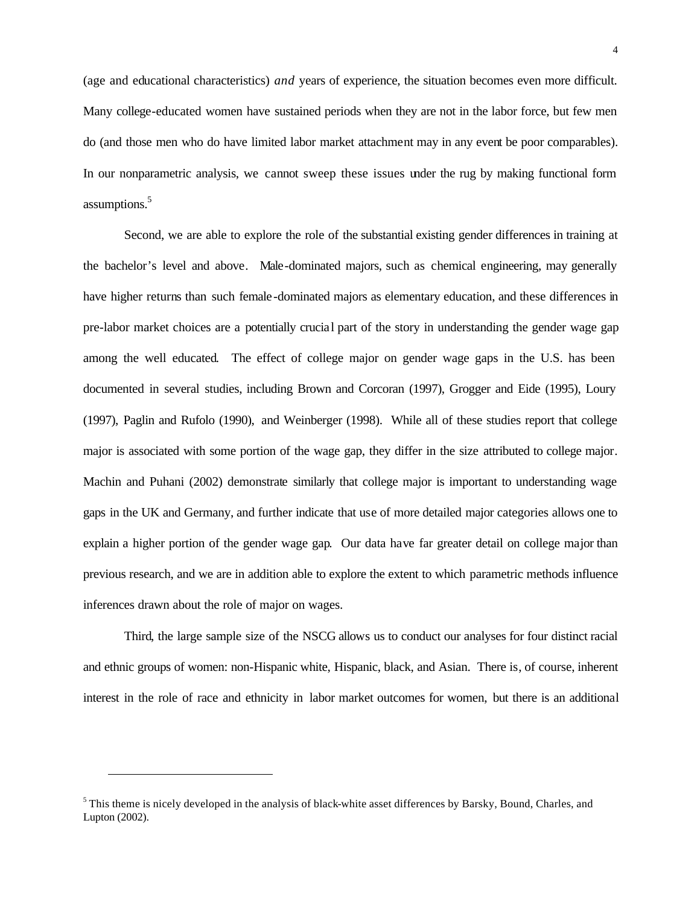(age and educational characteristics) *and* years of experience, the situation becomes even more difficult. Many college-educated women have sustained periods when they are not in the labor force, but few men do (and those men who do have limited labor market attachment may in any event be poor comparables). In our nonparametric analysis, we cannot sweep these issues under the rug by making functional form assumptions.[5]

Second, we are able to explore the role of the substantial existing gender differences in training at the bachelor's level and above. Male-dominated majors, such as chemical engineering, may generally have higher returns than such female-dominated majors as elementary education, and these differences in pre-labor market choices are a potentially crucial part of the story in understanding the gender wage gap among the well educated. The effect of college major on gender wage gaps in the U.S. has been documented in several studies, including Brown and Corcoran (1997), Grogger and Eide (1995), Loury (1997), Paglin and Rufolo (1990), and Weinberger (1998). While all of these studies report that college major is associated with some portion of the wage gap, they differ in the size attributed to college major. Machin and Puhani (2002) demonstrate similarly that college major is important to understanding wage gaps in the UK and Germany, and further indicate that use of more detailed major categories allows one to explain a higher portion of the gender wage gap. Our data have far greater detail on college major than previous research, and we are in addition able to explore the extent to which parametric methods influence inferences drawn about the role of major on wages.

Third, the large sample size of the NSCG allows us to conduct our analyses for four distinct racial and ethnic groups of women: non-Hispanic white, Hispanic, black, and Asian. There is, of course, inherent interest in the role of race and ethnicity in labor market outcomes for women, but there is an additional

[5] This theme is nicely developed in the analysis of black-white asset differences by Barsky, Bound, Charles, and Lupton (2002).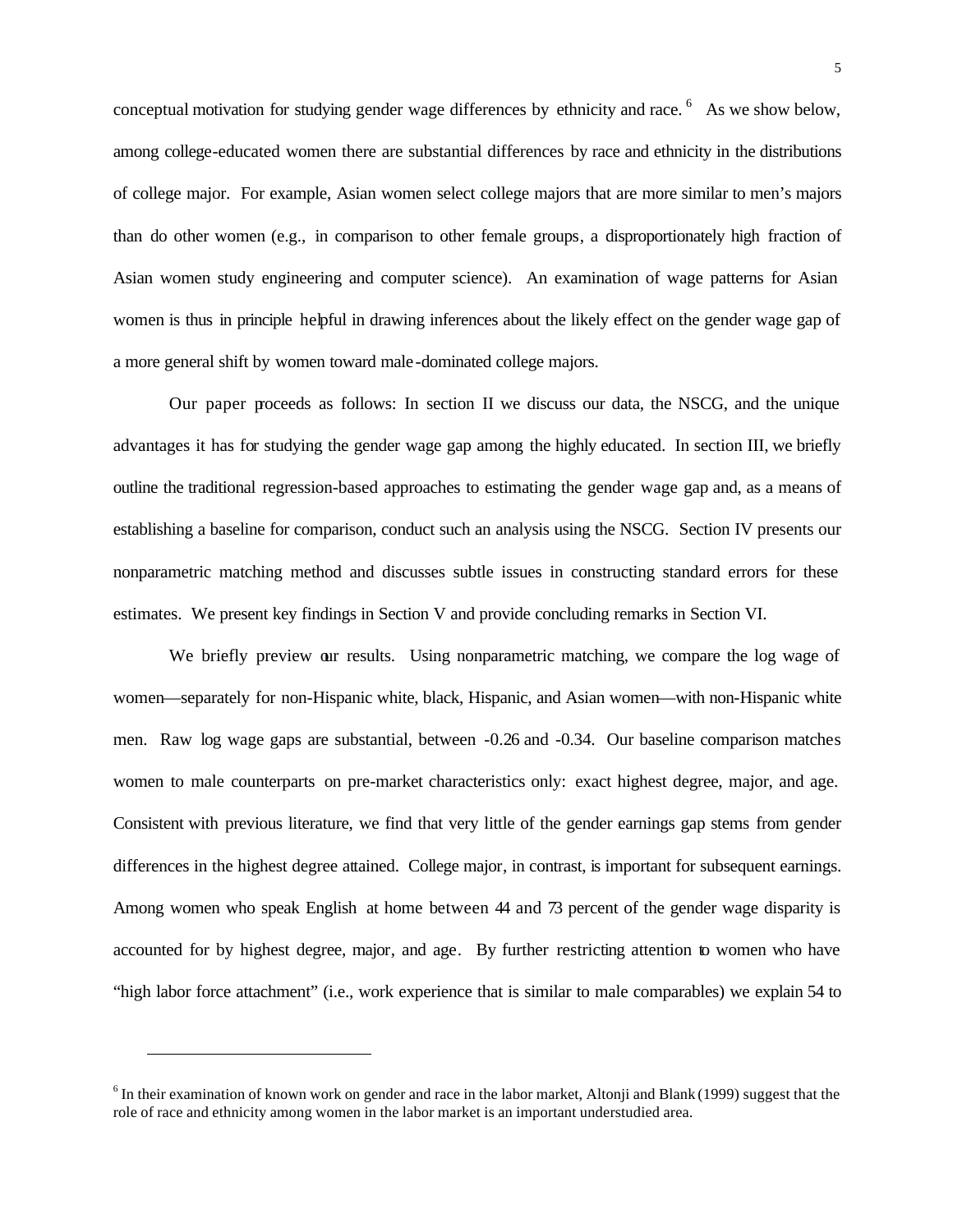conceptual motivation for studying gender wage differences by ethnicity and race.[6] As we show below, among college-educated women there are substantial differences by race and ethnicity in the distributions of college major. For example, Asian women select college majors that are more similar to men's majors than do other women (e.g., in comparison to other female groups, a disproportionately high fraction of Asian women study engineering and computer science). An examination of wage patterns for Asian women is thus in principle helpful in drawing inferences about the likely effect on the gender wage gap of a more general shift by women toward male-dominated college majors.

Our paper proceeds as follows: In section II we discuss our data, the NSCG, and the unique advantages it has for studying the gender wage gap among the highly educated. In section III, we briefly outline the traditional regression-based approaches to estimating the gender wage gap and, as a means of establishing a baseline for comparison, conduct such an analysis using the NSCG. Section IV presents our nonparametric matching method and discusses subtle issues in constructing standard errors for these estimates. We present key findings in Section V and provide concluding remarks in Section VI.

We briefly preview our results. Using nonparametric matching, we compare the log wage of women—separately for non-Hispanic white, black, Hispanic, and Asian women—with non-Hispanic white men. Raw log wage gaps are substantial, between -0.26 and -0.34. Our baseline comparison matches women to male counterparts on pre-market characteristics only: exact highest degree, major, and age. Consistent with previous literature, we find that very little of the gender earnings gap stems from gender differences in the highest degree attained. College major, in contrast, is important for subsequent earnings. Among women who speak English at home between 44 and 73 percent of the gender wage disparity is accounted for by highest degree, major, and age. By further restricting attention to women who have "high labor force attachment" (i.e., work experience that is similar to male comparables) we explain 54 to

[6] In their examination of known work on gender and race in the labor market, Altonji and Blank (1999) suggest that the role of race and ethnicity among women in the labor market is an important understudied area.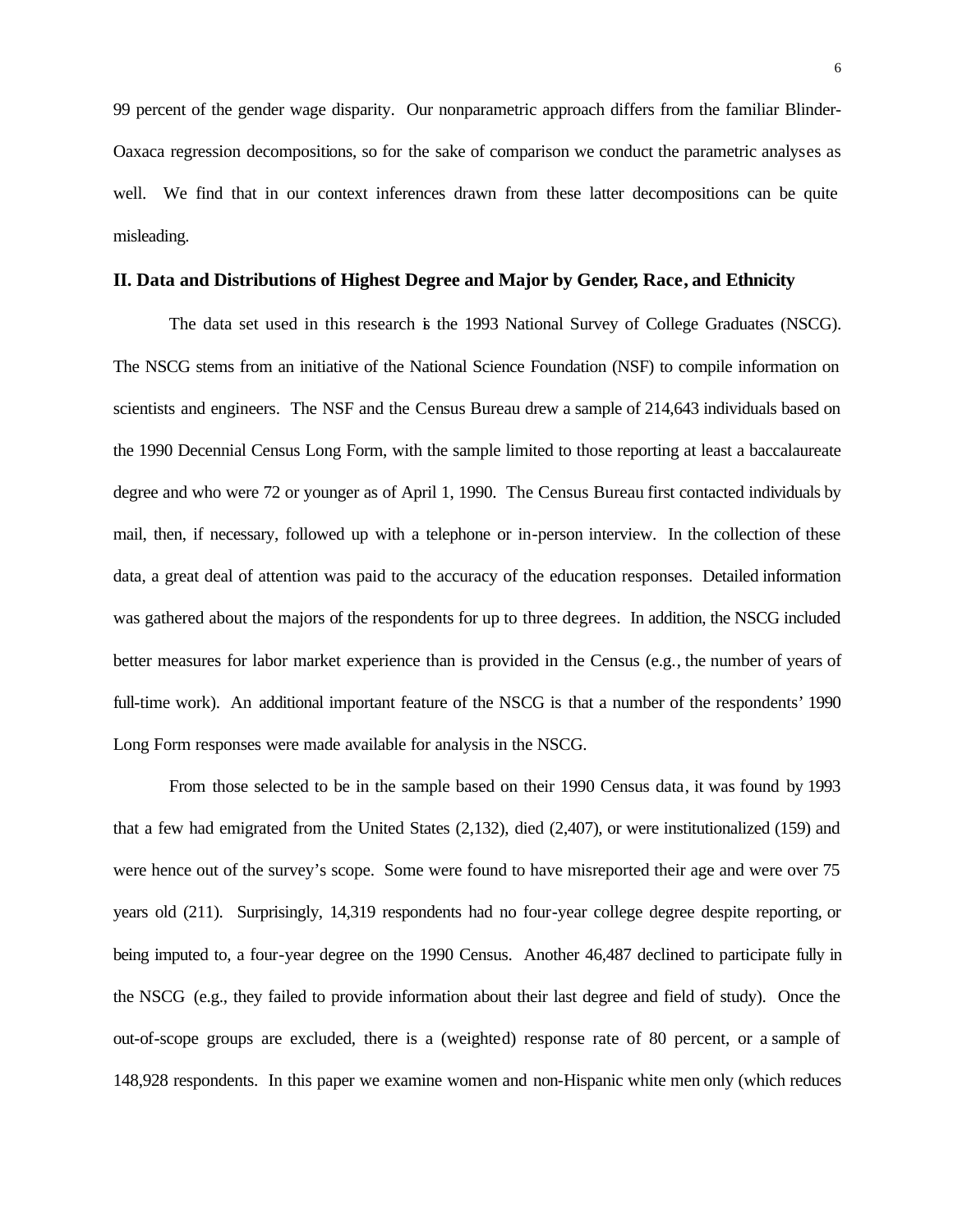99 percent of the gender wage disparity. Our nonparametric approach differs from the familiar Blinder-Oaxaca regression decompositions, so for the sake of comparison we conduct the parametric analyses as well. We find that in our context inferences drawn from these latter decompositions can be quite misleading.

## II. Data and Distributions of Highest Degree and Major by Gender, Race, and Ethnicity

The data set used in this research is the 1993 National Survey of College Graduates (NSCG). The NSCG stems from an initiative of the National Science Foundation (NSF) to compile information on scientists and engineers. The NSF and the Census Bureau drew a sample of 214,643 individuals based on the 1990 Decennial Census Long Form, with the sample limited to those reporting at least a baccalaureate degree and who were 72 or younger as of April 1, 1990. The Census Bureau first contacted individuals by mail, then, if necessary, followed up with a telephone or in-person interview. In the collection of these data, a great deal of attention was paid to the accuracy of the education responses. Detailed information was gathered about the majors of the respondents for up to three degrees. In addition, the NSCG included better measures for labor market experience than is provided in the Census (e.g., the number of years of full-time work). An additional important feature of the NSCG is that a number of the respondents' 1990 Long Form responses were made available for analysis in the NSCG.

From those selected to be in the sample based on their 1990 Census data, it was found by 1993 that a few had emigrated from the United States (2,132), died (2,407), or were institutionalized (159) and were hence out of the survey's scope. Some were found to have misreported their age and were over 75 years old (211). Surprisingly, 14,319 respondents had no four-year college degree despite reporting, or being imputed to, a four-year degree on the 1990 Census. Another 46,487 declined to participate fully in the NSCG (e.g., they failed to provide information about their last degree and field of study). Once the out-of-scope groups are excluded, there is a (weighted) response rate of 80 percent, or a sample of 148,928 respondents. In this paper we examine women and non-Hispanic white men only (which reduces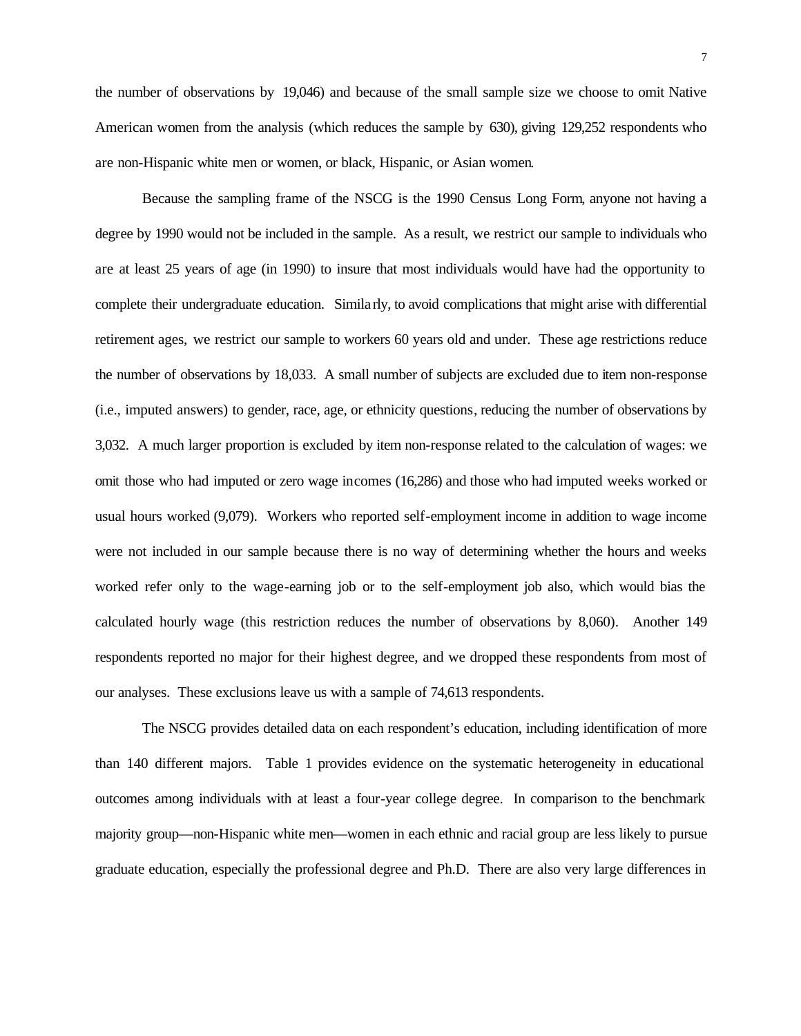the number of observations by 19,046) and because of the small sample size we choose to omit Native American women from the analysis (which reduces the sample by 630), giving 129,252 respondents who are non-Hispanic white men or women, or black, Hispanic, or Asian women.

Because the sampling frame of the NSCG is the 1990 Census Long Form, anyone not having a degree by 1990 would not be included in the sample. As a result, we restrict our sample to individuals who are at least 25 years of age (in 1990) to insure that most individuals would have had the opportunity to complete their undergraduate education. Similarly, to avoid complications that might arise with differential retirement ages, we restrict our sample to workers 60 years old and under. These age restrictions reduce the number of observations by 18,033. A small number of subjects are excluded due to item non-response (i.e., imputed answers) to gender, race, age, or ethnicity questions, reducing the number of observations by 3,032. A much larger proportion is excluded by item non-response related to the calculation of wages: we omit those who had imputed or zero wage incomes (16,286) and those who had imputed weeks worked or usual hours worked (9,079). Workers who reported self-employment income in addition to wage income were not included in our sample because there is no way of determining whether the hours and weeks worked refer only to the wage-earning job or to the self-employment job also, which would bias the calculated hourly wage (this restriction reduces the number of observations by 8,060). Another 149 respondents reported no major for their highest degree, and we dropped these respondents from most of our analyses. These exclusions leave us with a sample of 74,613 respondents.

The NSCG provides detailed data on each respondent's education, including identification of more than 140 different majors. Table 1 provides evidence on the systematic heterogeneity in educational outcomes among individuals with at least a four-year college degree. In comparison to the benchmark majority group—non-Hispanic white men—women in each ethnic and racial group are less likely to pursue graduate education, especially the professional degree and Ph.D. There are also very large differences in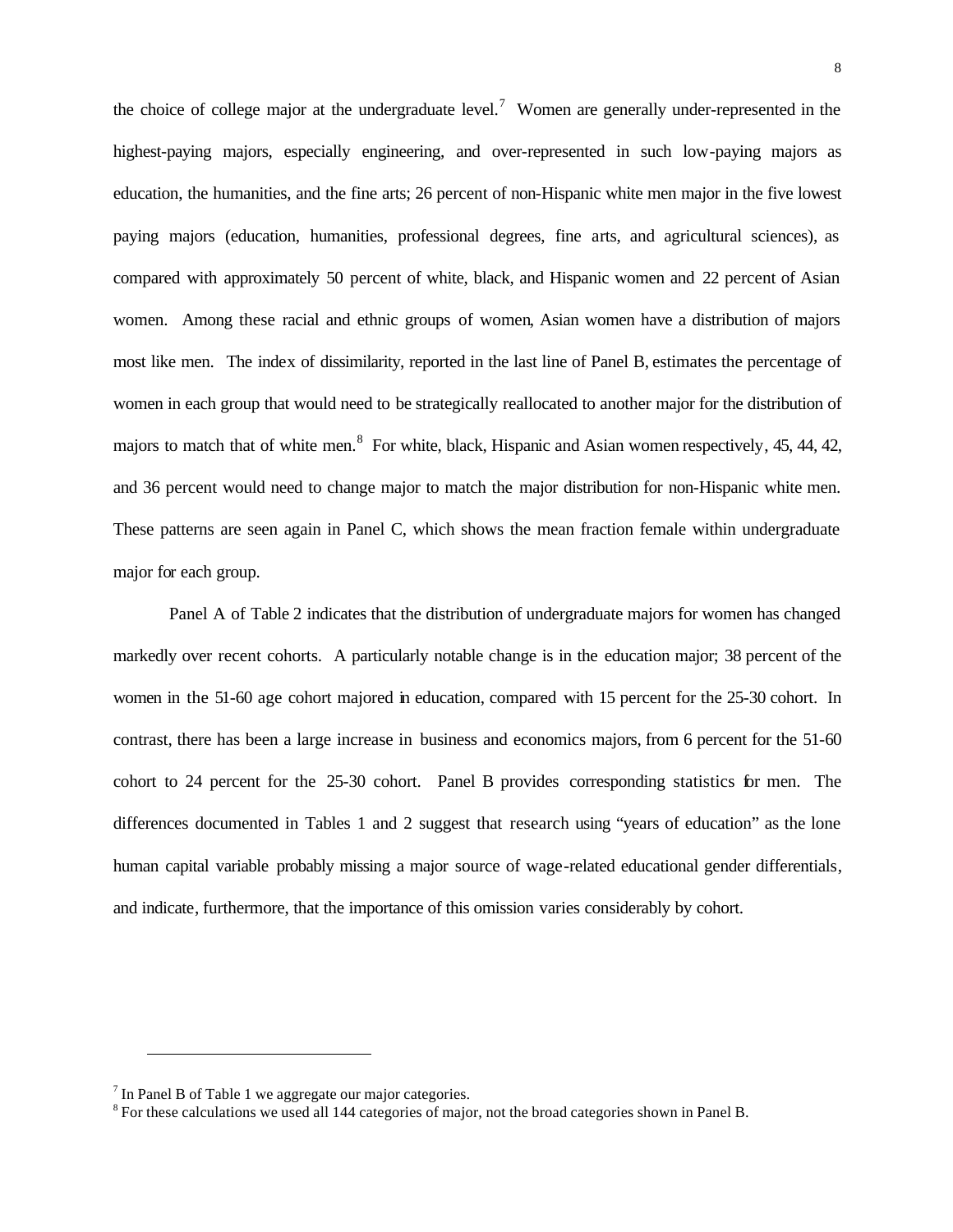the choice of college major at the undergraduate level.[7] Women are generally under-represented in the highest-paying majors, especially engineering, and over-represented in such low-paying majors as education, the humanities, and the fine arts; 26 percent of non-Hispanic white men major in the five lowest paying majors (education, humanities, professional degrees, fine arts, and agricultural sciences), as compared with approximately 50 percent of white, black, and Hispanic women and 22 percent of Asian women. Among these racial and ethnic groups of women, Asian women have a distribution of majors most like men. The index of dissimilarity, reported in the last line of Panel B, estimates the percentage of women in each group that would need to be strategically reallocated to another major for the distribution of majors to match that of white men.[8] For white, black, Hispanic and Asian women respectively, 45, 44, 42, and 36 percent would need to change major to match the major distribution for non-Hispanic white men. These patterns are seen again in Panel C, which shows the mean fraction female within undergraduate major for each group.

Panel A of Table 2 indicates that the distribution of undergraduate majors for women has changed markedly over recent cohorts. A particularly notable change is in the education major; 38 percent of the women in the 51-60 age cohort majored in education, compared with 15 percent for the 25-30 cohort. In contrast, there has been a large increase in business and economics majors, from 6 percent for the 51-60 cohort to 24 percent for the 25-30 cohort. Panel B provides corresponding statistics for men. The differences documented in Tables 1 and 2 suggest that research using "years of education" as the lone human capital variable probably missing a major source of wage-related educational gender differentials, and indicate, furthermore, that the importance of this omission varies considerably by cohort.

---

[7] In Panel B of Table 1 we aggregate our major categories.

[8] For these calculations we used all 144 categories of major, not the broad categories shown in Panel B.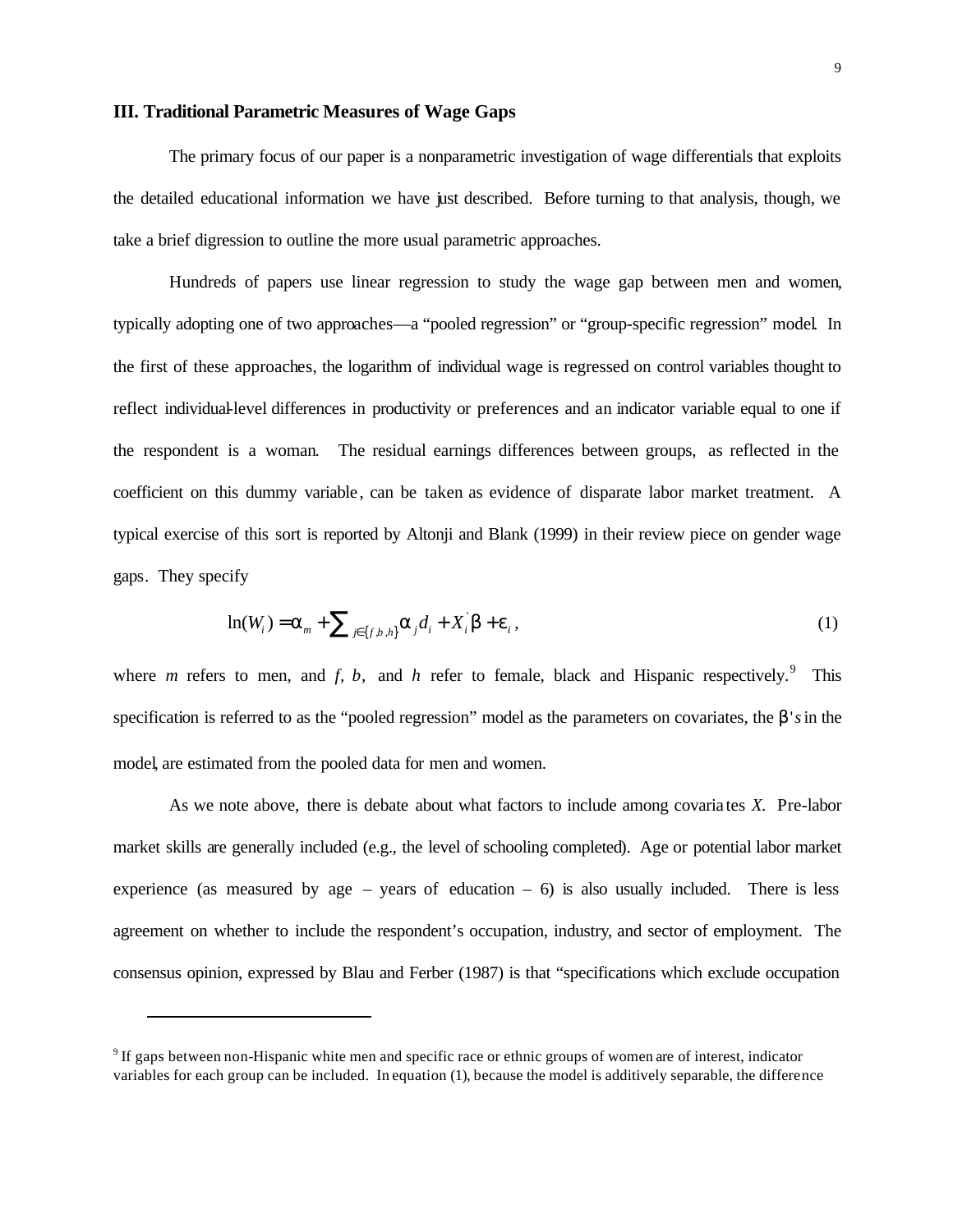### III. Traditional Parametric Measures of Wage Gaps

The primary focus of our paper is a nonparametric investigation of wage differentials that exploits the detailed educational information we have just described. Before turning to that analysis, though, we take a brief digression to outline the more usual parametric approaches.

Hundreds of papers use linear regression to study the wage gap between men and women, typically adopting one of two approaches—a "pooled regression" or "group-specific regression" model. In the first of these approaches, the logarithm of individual wage is regressed on control variables thought to reflect individual-level differences in productivity or preferences and an indicator variable equal to one if the respondent is a woman. The residual earnings differences between groups, as reflected in the coefficient on this dummy variable, can be taken as evidence of disparate labor market treatment. A typical exercise of this sort is reported by Altonji and Blank (1999) in their review piece on gender wage gaps. They specify

$$\ln(W_i) = \alpha_m + \sum_{j\in\{f,b,h\}} \alpha_j d_i + X_i^{'}\beta + \varepsilon_i, \tag{1}$$

where $m$ refers to men, and $f$, $b$, and $h$ refer to female, black and Hispanic respectively.[9] This specification is referred to as the "pooled regression" model as the parameters on covariates, the $\beta$'s in the model, are estimated from the pooled data for men and women.

As we note above, there is debate about what factors to include among covariates $X$. Pre-labor market skills are generally included (e.g., the level of schooling completed). Age or potential labor market experience (as measured by age – years of education – 6) is also usually included. There is less agreement on whether to include the respondent's occupation, industry, and sector of employment. The consensus opinion, expressed by Blau and Ferber (1987) is that "specifications which exclude occupation

[9] If gaps between non-Hispanic white men and specific race or ethnic groups of women are of interest, indicator variables for each group can be included. In equation (1), because the model is additively separable, the difference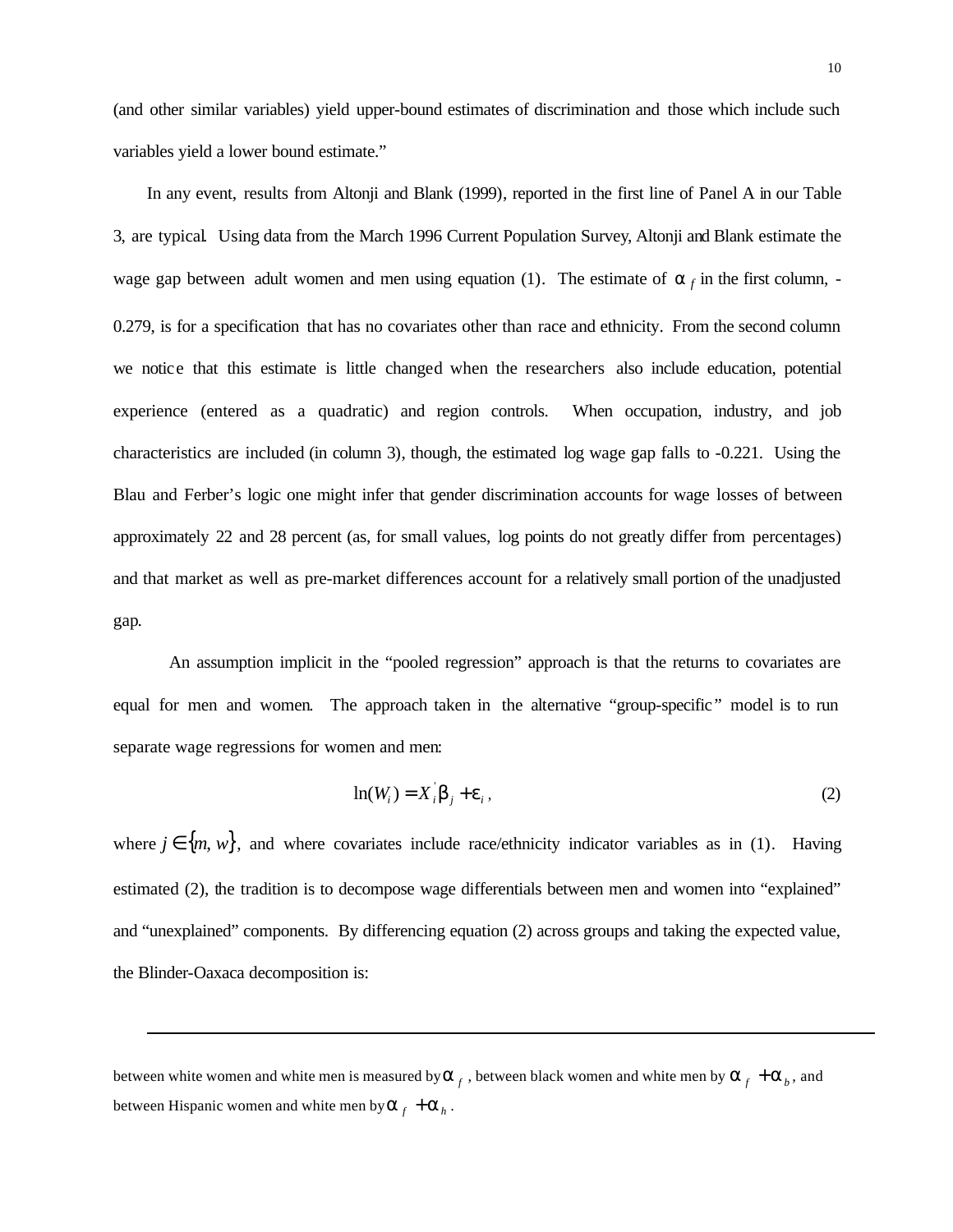(and other similar variables) yield upper-bound estimates of discrimination and those which include such variables yield a lower bound estimate."

In any event, results from Altonji and Blank (1999), reported in the first line of Panel A in our Table 3, are typical. Using data from the March 1996 Current Population Survey, Altonji and Blank estimate the wage gap between adult women and men using equation (1). The estimate of $\alpha_f$ in the first column, -0.279, is for a specification that has no covariates other than race and ethnicity. From the second column we notice that this estimate is little changed when the researchers also include education, potential experience (entered as a quadratic) and region controls. When occupation, industry, and job characteristics are included (in column 3), though, the estimated log wage gap falls to -0.221. Using the Blau and Ferber's logic one might infer that gender discrimination accounts for wage losses of between approximately 22 and 28 percent (as, for small values, log points do not greatly differ from percentages) and that market as well as pre-market differences account for a relatively small portion of the unadjusted gap.

An assumption implicit in the "pooled regression" approach is that the returns to covariates are equal for men and women. The approach taken in the alternative "group-specific" model is to run separate wage regressions for women and men:

$$\ln(W_i) = X_i^{'}\beta_j + \varepsilon_i, \tag{2}$$

where $j \in \{m, w\}$, and where covariates include race/ethnicity indicator variables as in (1). Having estimated (2), the tradition is to decompose wage differentials between men and women into "explained" and "unexplained" components. By differencing equation (2) across groups and taking the expected value, the Blinder-Oaxaca decomposition is:

---

between white women and white men is measured by $\alpha_f$, between black women and white men by $\alpha_f + \alpha_b$, and between Hispanic women and white men by $\alpha_f + \alpha_h$.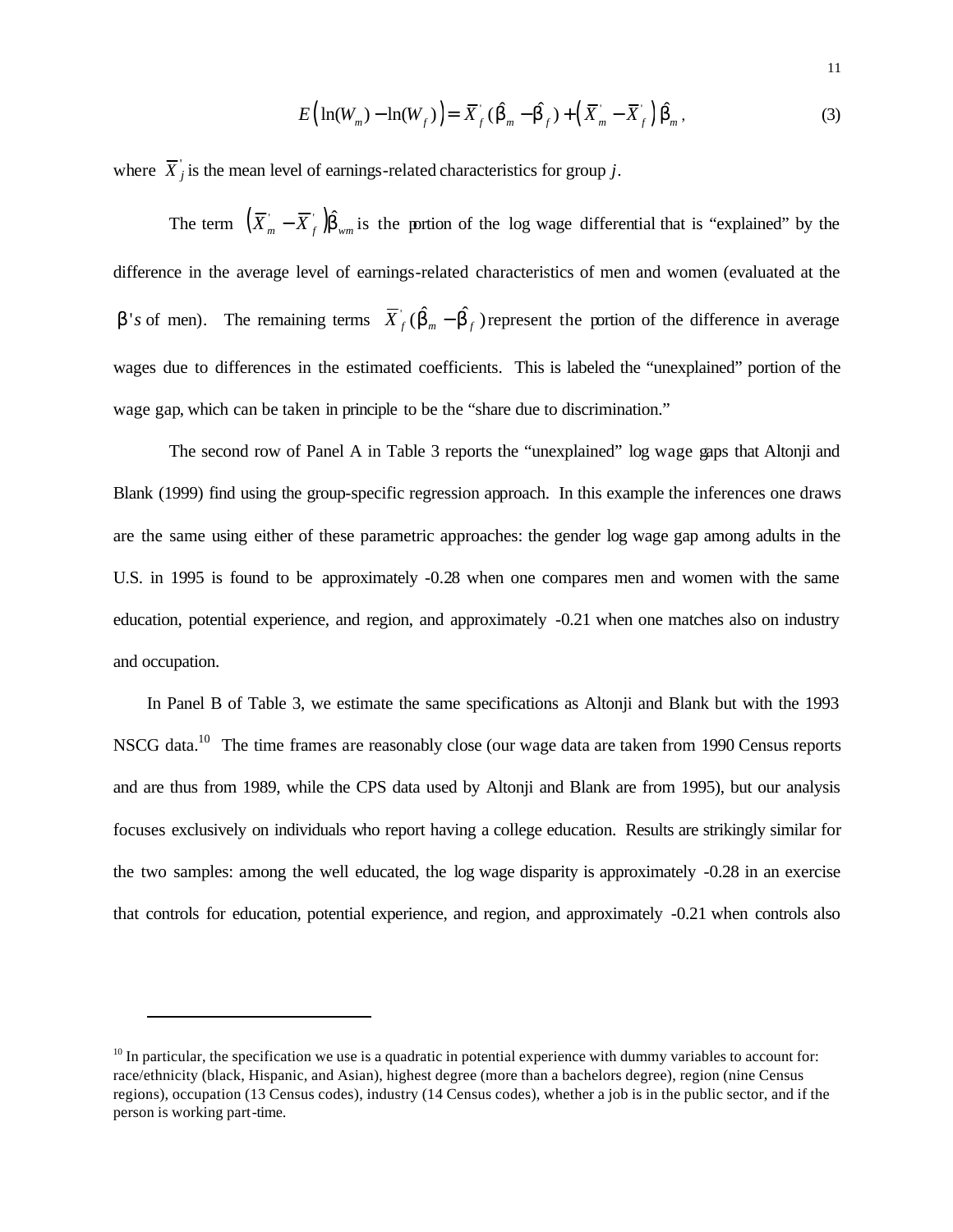$$E\left(\ln(W_m) - \ln(W_f)\right) = \bar{X}_f^{'}(\hat{\beta}_m - \hat{\beta}_f) + \left(\bar{X}_m^{'} - \bar{X}_f^{'}\right)\hat{\beta}_m, \tag{3}$$

where $\bar{X}_j^{'}$ is the mean level of earnings-related characteristics for group $j$.

The term $\left(\bar{X}_m^{'} - \bar{X}_f^{'}\right)\hat{\beta}_{wm}$ is the portion of the log wage differential that is "explained" by the difference in the average level of earnings-related characteristics of men and women (evaluated at the $\beta$*'s* of men). The remaining terms $\bar{X}_f^{'}(\hat{\beta}_m - \hat{\beta}_f)$ represent the portion of the difference in average wages due to differences in the estimated coefficients. This is labeled the "unexplained" portion of the wage gap, which can be taken in principle to be the "share due to discrimination."

The second row of Panel A in Table 3 reports the "unexplained" log wage gaps that Altonji and Blank (1999) find using the group-specific regression approach. In this example the inferences one draws are the same using either of these parametric approaches: the gender log wage gap among adults in the U.S. in 1995 is found to be approximately -0.28 when one compares men and women with the same education, potential experience, and region, and approximately -0.21 when one matches also on industry and occupation.

In Panel B of Table 3, we estimate the same specifications as Altonji and Blank but with the 1993 NSCG data.[10] The time frames are reasonably close (our wage data are taken from 1990 Census reports and are thus from 1989, while the CPS data used by Altonji and Blank are from 1995), but our analysis focuses exclusively on individuals who report having a college education. Results are strikingly similar for the two samples: among the well educated, the log wage disparity is approximately -0.28 in an exercise that controls for education, potential experience, and region, and approximately -0.21 when controls also

---

[10] In particular, the specification we use is a quadratic in potential experience with dummy variables to account for: race/ethnicity (black, Hispanic, and Asian), highest degree (more than a bachelors degree), region (nine Census regions), occupation (13 Census codes), industry (14 Census codes), whether a job is in the public sector, and if the person is working part-time.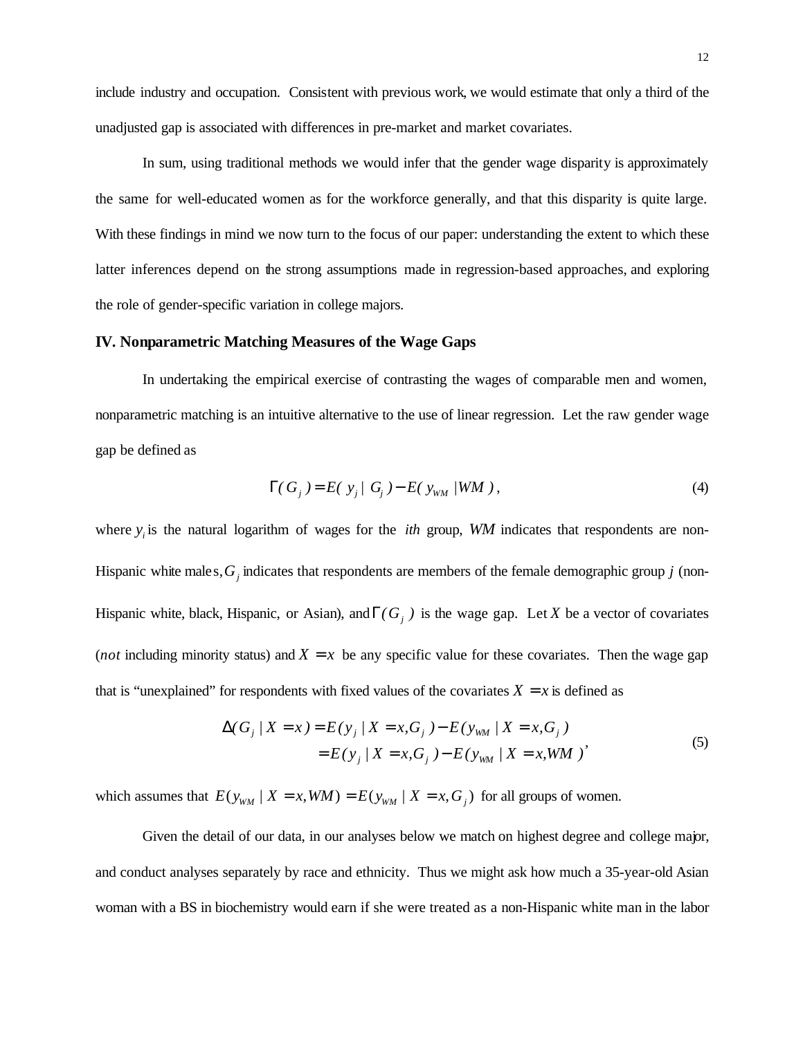include industry and occupation. Consistent with previous work, we would estimate that only a third of the unadjusted gap is associated with differences in pre-market and market covariates.

In sum, using traditional methods we would infer that the gender wage disparity is approximately the same for well-educated women as for the workforce generally, and that this disparity is quite large. With these findings in mind we now turn to the focus of our paper: understanding the extent to which these latter inferences depend on the strong assumptions made in regression-based approaches, and exploring the role of gender-specific variation in college majors.

## IV. Nonparametric Matching Measures of the Wage Gaps

In undertaking the empirical exercise of contrasting the wages of comparable men and women, nonparametric matching is an intuitive alternative to the use of linear regression. Let the raw gender wage gap be defined as

$$\Gamma(G_j) = E(y_j \mid G_j) - E(y_{WM} \mid WM), \tag{4}$$

where $y_i$ is the natural logarithm of wages for the *ith* group, $WM$ indicates that respondents are non-Hispanic white males, $G_j$ indicates that respondents are members of the female demographic group $j$ (non-Hispanic white, black, Hispanic, or Asian), and $\Gamma(G_j)$ is the wage gap. Let $X$ be a vector of covariates (*not* including minority status) and $X = x$ be any specific value for these covariates. Then the wage gap that is "unexplained" for respondents with fixed values of the covariates $X = x$ is defined as

$$\begin{aligned} \Delta(G_j \mid X = x) &= E(y_j \mid X = x, G_j) - E(y_{WM} \mid X = x, G_j) \\ &= E(y_j \mid X = x, G_j) - E(y_{WM} \mid X = x, WM), \end{aligned} \tag{5}$$

which assumes that $E(y_{WM} \mid X = x, WM) = E(y_{WM} \mid X = x, G_j)$ for all groups of women.

Given the detail of our data, in our analyses below we match on highest degree and college major, and conduct analyses separately by race and ethnicity. Thus we might ask how much a 35-year-old Asian woman with a BS in biochemistry would earn if she were treated as a non-Hispanic white man in the labor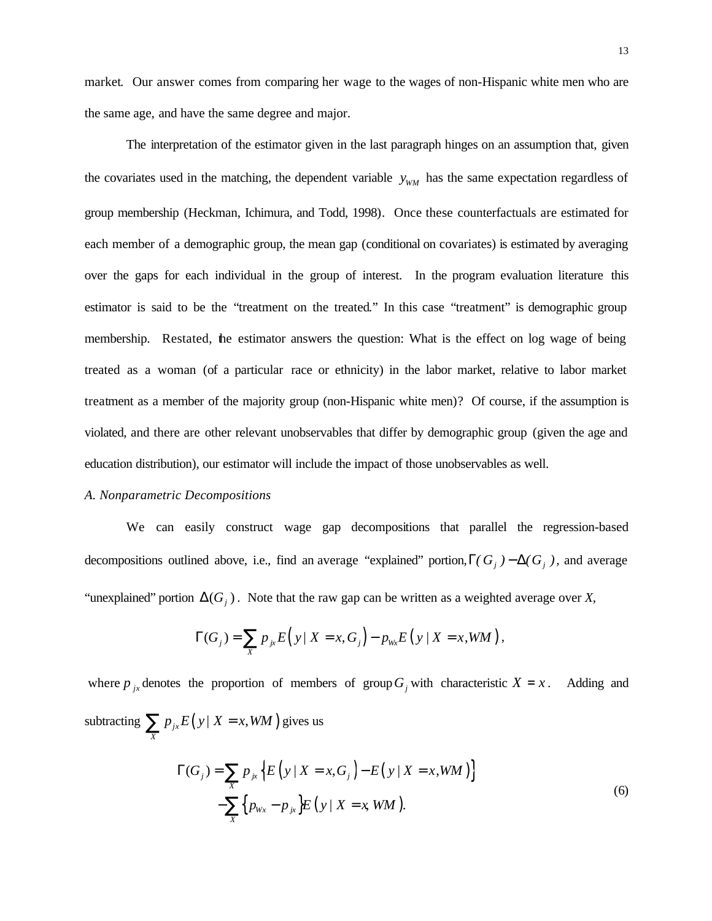market. Our answer comes from comparing her wage to the wages of non-Hispanic white men who are the same age, and have the same degree and major.

The interpretation of the estimator given in the last paragraph hinges on an assumption that, given the covariates used in the matching, the dependent variable $y_{WM}$ has the same expectation regardless of group membership (Heckman, Ichimura, and Todd, 1998). Once these counterfactuals are estimated for each member of a demographic group, the mean gap (conditional on covariates) is estimated by averaging over the gaps for each individual in the group of interest. In the program evaluation literature this estimator is said to be the "treatment on the treated." In this case "treatment" is demographic group membership. Restated, the estimator answers the question: What is the effect on log wage of being treated as a woman (of a particular race or ethnicity) in the labor market, relative to labor market treatment as a member of the majority group (non-Hispanic white men)? Of course, if the assumption is violated, and there are other relevant unobservables that differ by demographic group (given the age and education distribution), our estimator will include the impact of those unobservables as well.

*A. Nonparametric Decompositions*

We can easily construct wage gap decompositions that parallel the regression-based decompositions outlined above, i.e., find an average "explained" portion, $\Gamma(G_j) - \Delta(G_j)$, and average "unexplained" portion $\Delta(G_j)$. Note that the raw gap can be written as a weighted average over *X*,

$$\Gamma(G_j) = \sum_X p_{jx} E\left(y \mid X = x, G_j\right) - p_{Wx} E\left(y \mid X = x, WM\right),$$

where $p_{jx}$ denotes the proportion of members of group $G_j$ with characteristic $X = x$. Adding and subtracting $\sum_X p_{jx} E\left(y \mid X = x, WM\right)$ gives us

$$\begin{aligned} \Gamma(G_j) = & \sum_X p_{jx} \left\{E\left(y \mid X = x, G_j\right) - E\left(y \mid X = x, WM\right)\right\} \\ & - \sum_X \left\{p_{Wx} - p_{jx}\right\} E\left(y \mid X = x, WM\right). \end{aligned} \tag{6}$$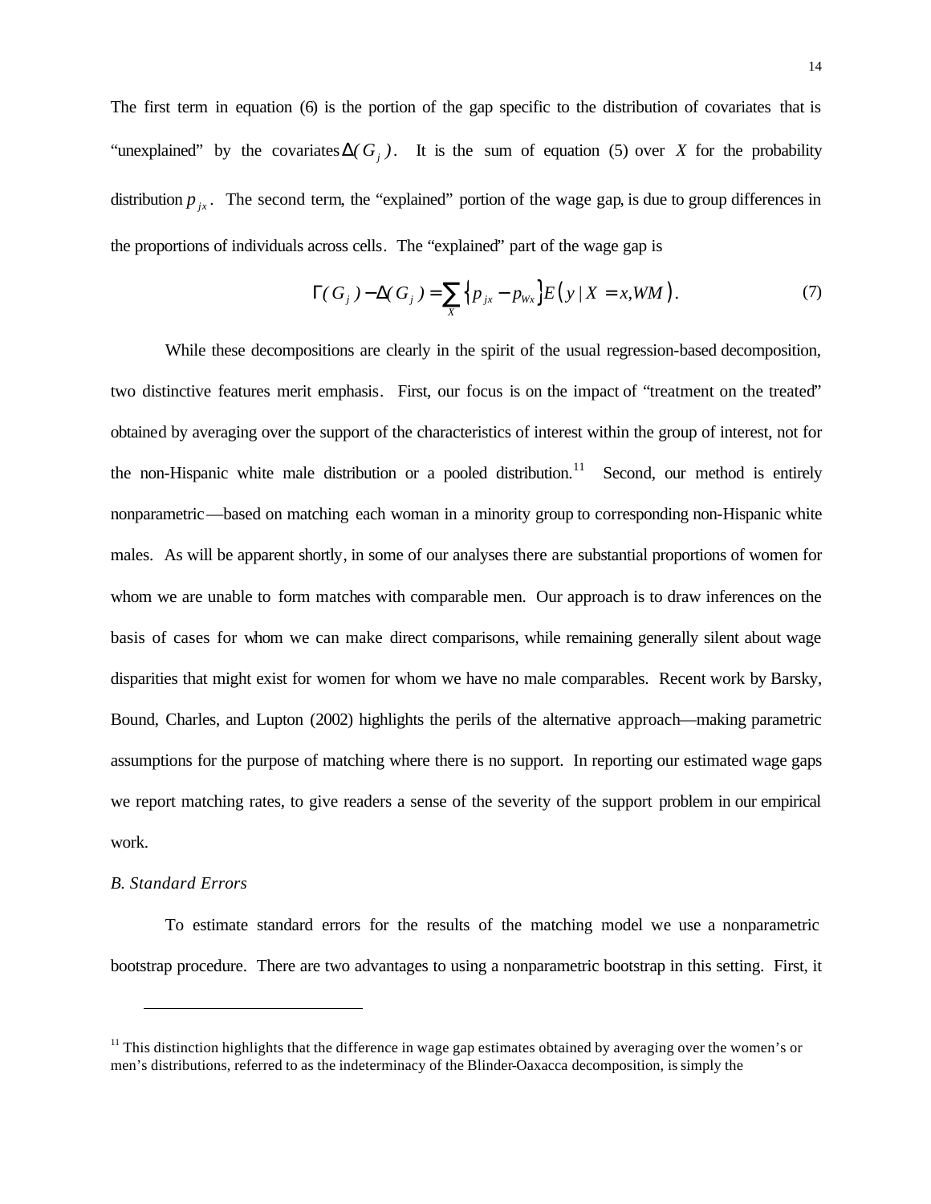The first term in equation (6) is the portion of the gap specific to the distribution of covariates that is "unexplained" by the covariates $\Delta(G_j)$. It is the sum of equation (5) over $X$ for the probability distribution $p_{jx}$. The second term, the "explained" portion of the wage gap, is due to group differences in the proportions of individuals across cells. The "explained" part of the wage gap is

$$\Gamma(G_j) - \Delta(G_j) = \sum_X \{p_{jx} - p_{Wx}\} E(y \mid X = x, WM). \tag{7}$$

While these decompositions are clearly in the spirit of the usual regression-based decomposition, two distinctive features merit emphasis. First, our focus is on the impact of "treatment on the treated" obtained by averaging over the support of the characteristics of interest within the group of interest, not for the non-Hispanic white male distribution or a pooled distribution.[11] Second, our method is entirely nonparametric—based on matching each woman in a minority group to corresponding non-Hispanic white males. As will be apparent shortly, in some of our analyses there are substantial proportions of women for whom we are unable to form matches with comparable men. Our approach is to draw inferences on the basis of cases for whom we can make direct comparisons, while remaining generally silent about wage disparities that might exist for women for whom we have no male comparables. Recent work by Barsky, Bound, Charles, and Lupton (2002) highlights the perils of the alternative approach—making parametric assumptions for the purpose of matching where there is no support. In reporting our estimated wage gaps we report matching rates, to give readers a sense of the severity of the support problem in our empirical work.

*B. Standard Errors*

To estimate standard errors for the results of the matching model we use a nonparametric bootstrap procedure. There are two advantages to using a nonparametric bootstrap in this setting. First, it

[11] This distinction highlights that the difference in wage gap estimates obtained by averaging over the women's or men's distributions, referred to as the indeterminacy of the Blinder-Oaxacca decomposition, is simply the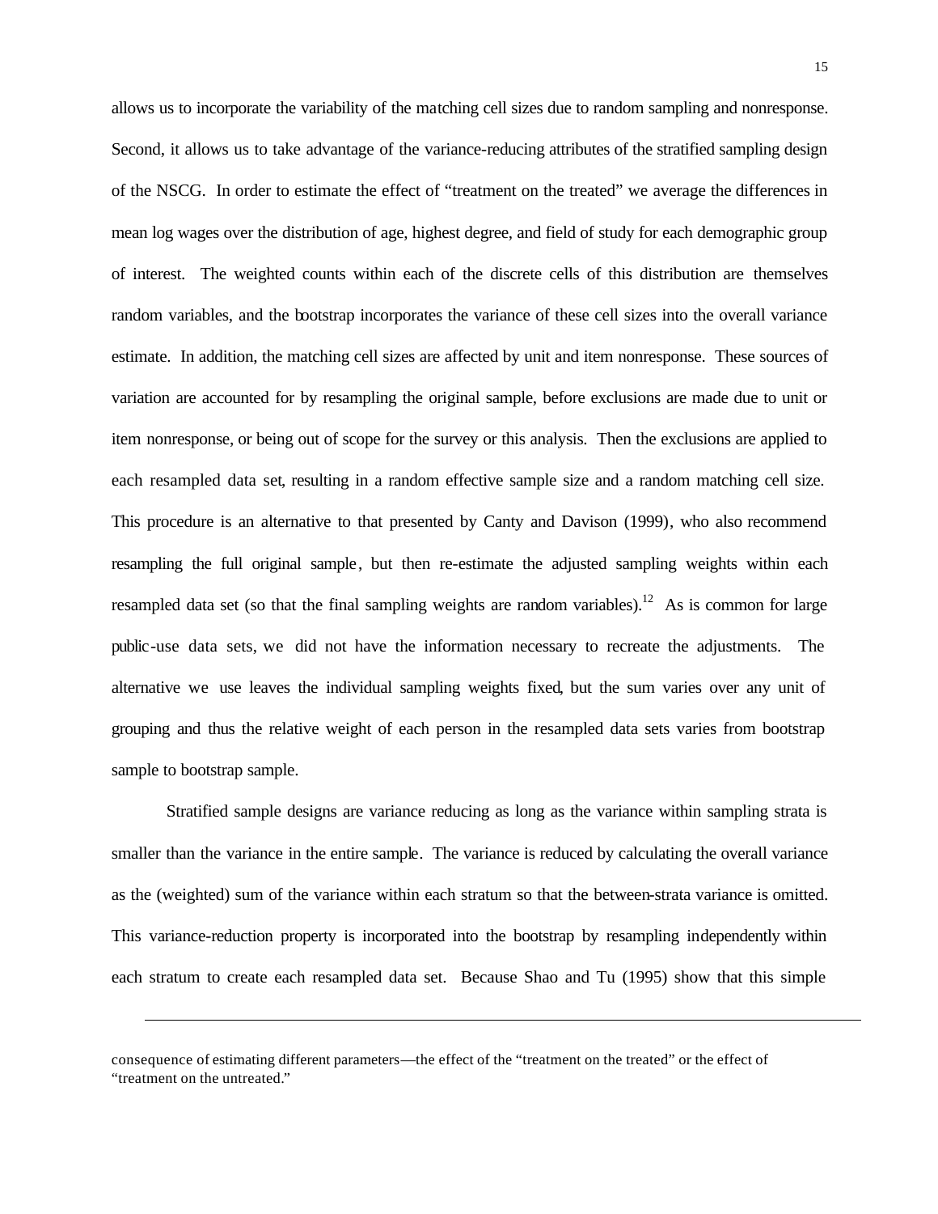allows us to incorporate the variability of the matching cell sizes due to random sampling and nonresponse. Second, it allows us to take advantage of the variance-reducing attributes of the stratified sampling design of the NSCG. In order to estimate the effect of "treatment on the treated" we average the differences in mean log wages over the distribution of age, highest degree, and field of study for each demographic group of interest. The weighted counts within each of the discrete cells of this distribution are themselves random variables, and the bootstrap incorporates the variance of these cell sizes into the overall variance estimate. In addition, the matching cell sizes are affected by unit and item nonresponse. These sources of variation are accounted for by resampling the original sample, before exclusions are made due to unit or item nonresponse, or being out of scope for the survey or this analysis. Then the exclusions are applied to each resampled data set, resulting in a random effective sample size and a random matching cell size. This procedure is an alternative to that presented by Canty and Davison (1999), who also recommend resampling the full original sample, but then re-estimate the adjusted sampling weights within each resampled data set (so that the final sampling weights are random variables).[12] As is common for large public-use data sets, we did not have the information necessary to recreate the adjustments. The alternative we use leaves the individual sampling weights fixed, but the sum varies over any unit of grouping and thus the relative weight of each person in the resampled data sets varies from bootstrap sample to bootstrap sample.

Stratified sample designs are variance reducing as long as the variance within sampling strata is smaller than the variance in the entire sample. The variance is reduced by calculating the overall variance as the (weighted) sum of the variance within each stratum so that the between-strata variance is omitted. This variance-reduction property is incorporated into the bootstrap by resampling independently within each stratum to create each resampled data set. Because Shao and Tu (1995) show that this simple

---

consequence of estimating different parameters—the effect of the "treatment on the treated" or the effect of "treatment on the untreated."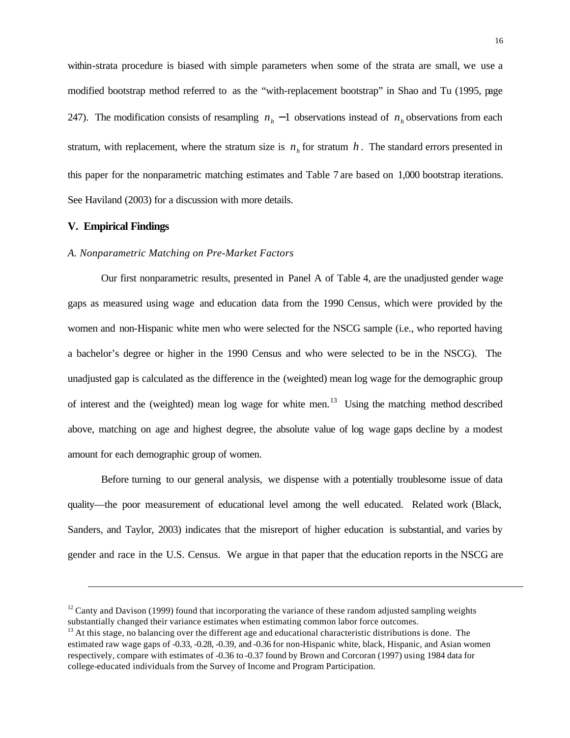within-strata procedure is biased with simple parameters when some of the strata are small, we use a modified bootstrap method referred to as the "with-replacement bootstrap" in Shao and Tu (1995, page 247). The modification consists of resampling $n_h - 1$ observations instead of $n_h$ observations from each stratum, with replacement, where the stratum size is $n_h$ for stratum $h$. The standard errors presented in this paper for the nonparametric matching estimates and Table 7 are based on 1,000 bootstrap iterations. See Haviland (2003) for a discussion with more details.

## V. Empirical Findings

### *A. Nonparametric Matching on Pre-Market Factors*

Our first nonparametric results, presented in Panel A of Table 4, are the unadjusted gender wage gaps as measured using wage and education data from the 1990 Census, which were provided by the women and non-Hispanic white men who were selected for the NSCG sample (i.e., who reported having a bachelor's degree or higher in the 1990 Census and who were selected to be in the NSCG). The unadjusted gap is calculated as the difference in the (weighted) mean log wage for the demographic group of interest and the (weighted) mean log wage for white men.[13] Using the matching method described above, matching on age and highest degree, the absolute value of log wage gaps decline by a modest amount for each demographic group of women.

Before turning to our general analysis, we dispense with a potentially troublesome issue of data quality—the poor measurement of educational level among the well educated. Related work (Black, Sanders, and Taylor, 2003) indicates that the misreport of higher education is substantial, and varies by gender and race in the U.S. Census. We argue in that paper that the education reports in the NSCG are

---

[12] Canty and Davison (1999) found that incorporating the variance of these random adjusted sampling weights substantially changed their variance estimates when estimating common labor force outcomes.

[13] At this stage, no balancing over the different age and educational characteristic distributions is done. The estimated raw wage gaps of -0.33, -0.28, -0.39, and -0.36 for non-Hispanic white, black, Hispanic, and Asian women respectively, compare with estimates of -0.36 to -0.37 found by Brown and Corcoran (1997) using 1984 data for college-educated individuals from the Survey of Income and Program Participation.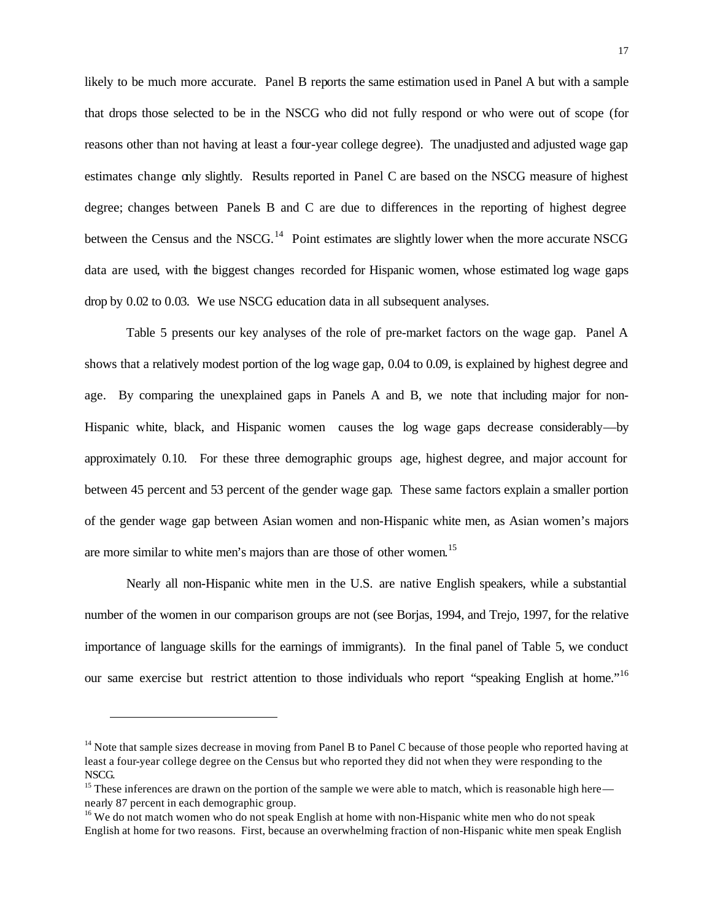likely to be much more accurate. Panel B reports the same estimation used in Panel A but with a sample that drops those selected to be in the NSCG who did not fully respond or who were out of scope (for reasons other than not having at least a four-year college degree). The unadjusted and adjusted wage gap estimates change only slightly. Results reported in Panel C are based on the NSCG measure of highest degree; changes between Panels B and C are due to differences in the reporting of highest degree between the Census and the NSCG.[14] Point estimates are slightly lower when the more accurate NSCG data are used, with the biggest changes recorded for Hispanic women, whose estimated log wage gaps drop by 0.02 to 0.03. We use NSCG education data in all subsequent analyses.

Table 5 presents our key analyses of the role of pre-market factors on the wage gap. Panel A shows that a relatively modest portion of the log wage gap, 0.04 to 0.09, is explained by highest degree and age. By comparing the unexplained gaps in Panels A and B, we note that including major for non-Hispanic white, black, and Hispanic women causes the log wage gaps decrease considerably—by approximately 0.10. For these three demographic groups age, highest degree, and major account for between 45 percent and 53 percent of the gender wage gap. These same factors explain a smaller portion of the gender wage gap between Asian women and non-Hispanic white men, as Asian women's majors are more similar to white men's majors than are those of other women.[15]

Nearly all non-Hispanic white men in the U.S. are native English speakers, while a substantial number of the women in our comparison groups are not (see Borjas, 1994, and Trejo, 1997, for the relative importance of language skills for the earnings of immigrants). In the final panel of Table 5, we conduct our same exercise but restrict attention to those individuals who report "speaking English at home."[16]

---

[14] Note that sample sizes decrease in moving from Panel B to Panel C because of those people who reported having at least a four-year college degree on the Census but who reported they did not when they were responding to the NSCG.

[15] These inferences are drawn on the portion of the sample we were able to match, which is reasonable high here—nearly 87 percent in each demographic group.

[16] We do not match women who do not speak English at home with non-Hispanic white men who do not speak English at home for two reasons. First, because an overwhelming fraction of non-Hispanic white men speak English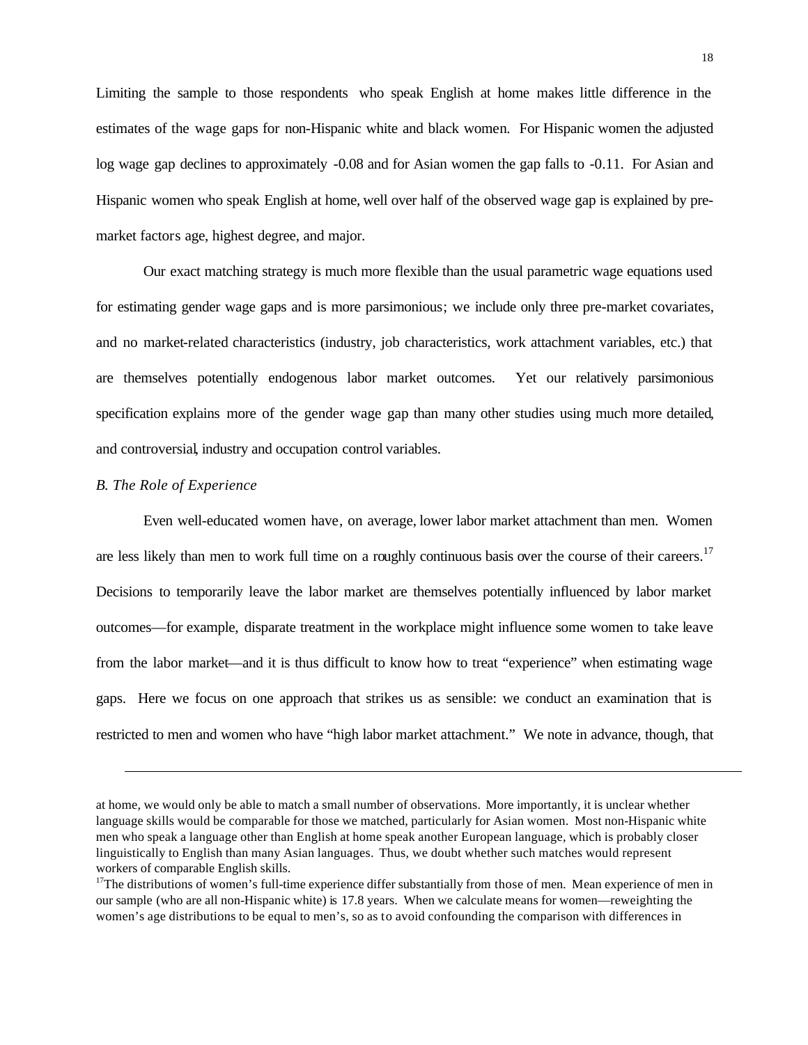Limiting the sample to those respondents who speak English at home makes little difference in the estimates of the wage gaps for non-Hispanic white and black women. For Hispanic women the adjusted log wage gap declines to approximately -0.08 and for Asian women the gap falls to -0.11. For Asian and Hispanic women who speak English at home, well over half of the observed wage gap is explained by pre-market factors age, highest degree, and major.

Our exact matching strategy is much more flexible than the usual parametric wage equations used for estimating gender wage gaps and is more parsimonious; we include only three pre-market covariates, and no market-related characteristics (industry, job characteristics, work attachment variables, etc.) that are themselves potentially endogenous labor market outcomes. Yet our relatively parsimonious specification explains more of the gender wage gap than many other studies using much more detailed, and controversial, industry and occupation control variables.

*B. The Role of Experience*

Even well-educated women have, on average, lower labor market attachment than men. Women are less likely than men to work full time on a roughly continuous basis over the course of their careers.[17] Decisions to temporarily leave the labor market are themselves potentially influenced by labor market outcomes—for example, disparate treatment in the workplace might influence some women to take leave from the labor market—and it is thus difficult to know how to treat "experience" when estimating wage gaps. Here we focus on one approach that strikes us as sensible: we conduct an examination that is restricted to men and women who have "high labor market attachment." We note in advance, though, that

---

at home, we would only be able to match a small number of observations. More importantly, it is unclear whether language skills would be comparable for those we matched, particularly for Asian women. Most non-Hispanic white men who speak a language other than English at home speak another European language, which is probably closer linguistically to English than many Asian languages. Thus, we doubt whether such matches would represent workers of comparable English skills.

[17]The distributions of women's full-time experience differ substantially from those of men. Mean experience of men in our sample (who are all non-Hispanic white) is 17.8 years. When we calculate means for women—reweighting the women's age distributions to be equal to men's, so as to avoid confounding the comparison with differences in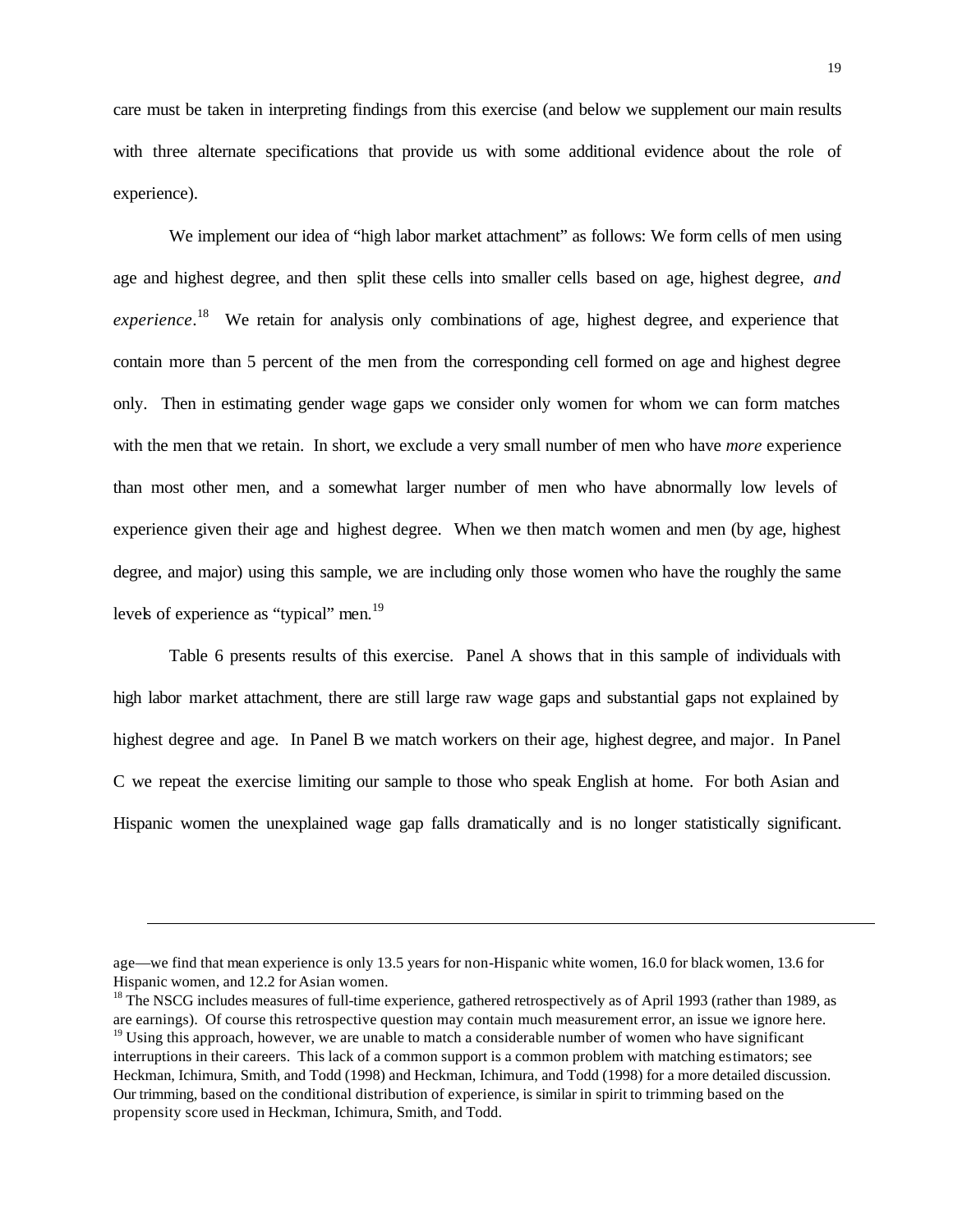care must be taken in interpreting findings from this exercise (and below we supplement our main results with three alternate specifications that provide us with some additional evidence about the role of experience).

We implement our idea of "high labor market attachment" as follows: We form cells of men using age and highest degree, and then split these cells into smaller cells based on age, highest degree, *and experience*.[18] We retain for analysis only combinations of age, highest degree, and experience that contain more than 5 percent of the men from the corresponding cell formed on age and highest degree only. Then in estimating gender wage gaps we consider only women for whom we can form matches with the men that we retain. In short, we exclude a very small number of men who have *more* experience than most other men, and a somewhat larger number of men who have abnormally low levels of experience given their age and highest degree. When we then match women and men (by age, highest degree, and major) using this sample, we are including only those women who have the roughly the same levels of experience as "typical" men.[19]

Table 6 presents results of this exercise. Panel A shows that in this sample of individuals with high labor market attachment, there are still large raw wage gaps and substantial gaps not explained by highest degree and age. In Panel B we match workers on their age, highest degree, and major. In Panel C we repeat the exercise limiting our sample to those who speak English at home. For both Asian and Hispanic women the unexplained wage gap falls dramatically and is no longer statistically significant.

---

age—we find that mean experience is only 13.5 years for non-Hispanic white women, 16.0 for black women, 13.6 for Hispanic women, and 12.2 for Asian women.

[18] The NSCG includes measures of full-time experience, gathered retrospectively as of April 1993 (rather than 1989, as are earnings). Of course this retrospective question may contain much measurement error, an issue we ignore here.

[19] Using this approach, however, we are unable to match a considerable number of women who have significant interruptions in their careers. This lack of a common support is a common problem with matching estimators; see Heckman, Ichimura, Smith, and Todd (1998) and Heckman, Ichimura, and Todd (1998) for a more detailed discussion. Our trimming, based on the conditional distribution of experience, is similar in spirit to trimming based on the propensity score used in Heckman, Ichimura, Smith, and Todd.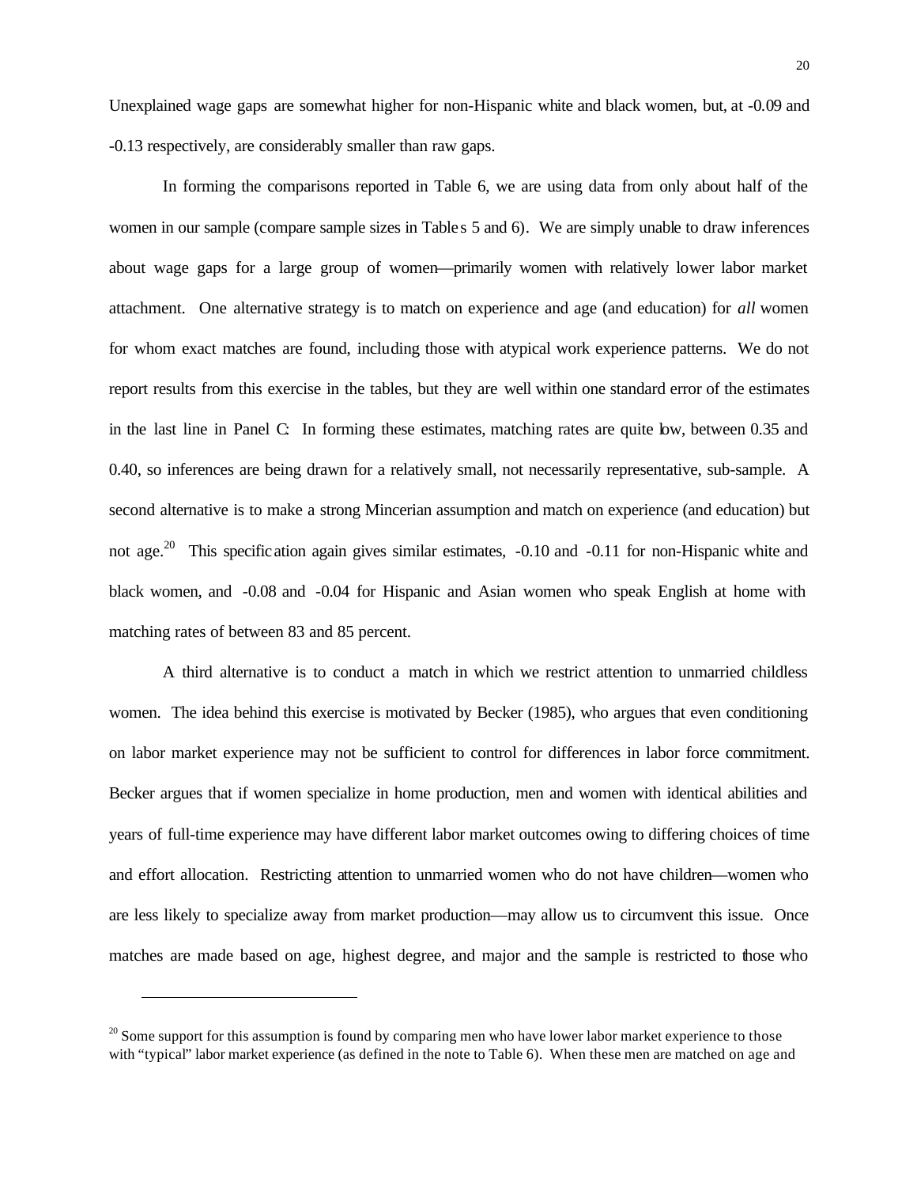Unexplained wage gaps are somewhat higher for non-Hispanic white and black women, but, at -0.09 and -0.13 respectively, are considerably smaller than raw gaps.

In forming the comparisons reported in Table 6, we are using data from only about half of the women in our sample (compare sample sizes in Tables 5 and 6). We are simply unable to draw inferences about wage gaps for a large group of women—primarily women with relatively lower labor market attachment. One alternative strategy is to match on experience and age (and education) for *all* women for whom exact matches are found, including those with atypical work experience patterns. We do not report results from this exercise in the tables, but they are well within one standard error of the estimates in the last line in Panel C: In forming these estimates, matching rates are quite low, between 0.35 and 0.40, so inferences are being drawn for a relatively small, not necessarily representative, sub-sample. A second alternative is to make a strong Mincerian assumption and match on experience (and education) but not age.[20] This specification again gives similar estimates, -0.10 and -0.11 for non-Hispanic white and black women, and -0.08 and -0.04 for Hispanic and Asian women who speak English at home with matching rates of between 83 and 85 percent.

A third alternative is to conduct a match in which we restrict attention to unmarried childless women. The idea behind this exercise is motivated by Becker (1985), who argues that even conditioning on labor market experience may not be sufficient to control for differences in labor force commitment. Becker argues that if women specialize in home production, men and women with identical abilities and years of full-time experience may have different labor market outcomes owing to differing choices of time and effort allocation. Restricting attention to unmarried women who do not have children—women who are less likely to specialize away from market production—may allow us to circumvent this issue. Once matches are made based on age, highest degree, and major and the sample is restricted to those who

[20] Some support for this assumption is found by comparing men who have lower labor market experience to those with "typical" labor market experience (as defined in the note to Table 6). When these men are matched on age and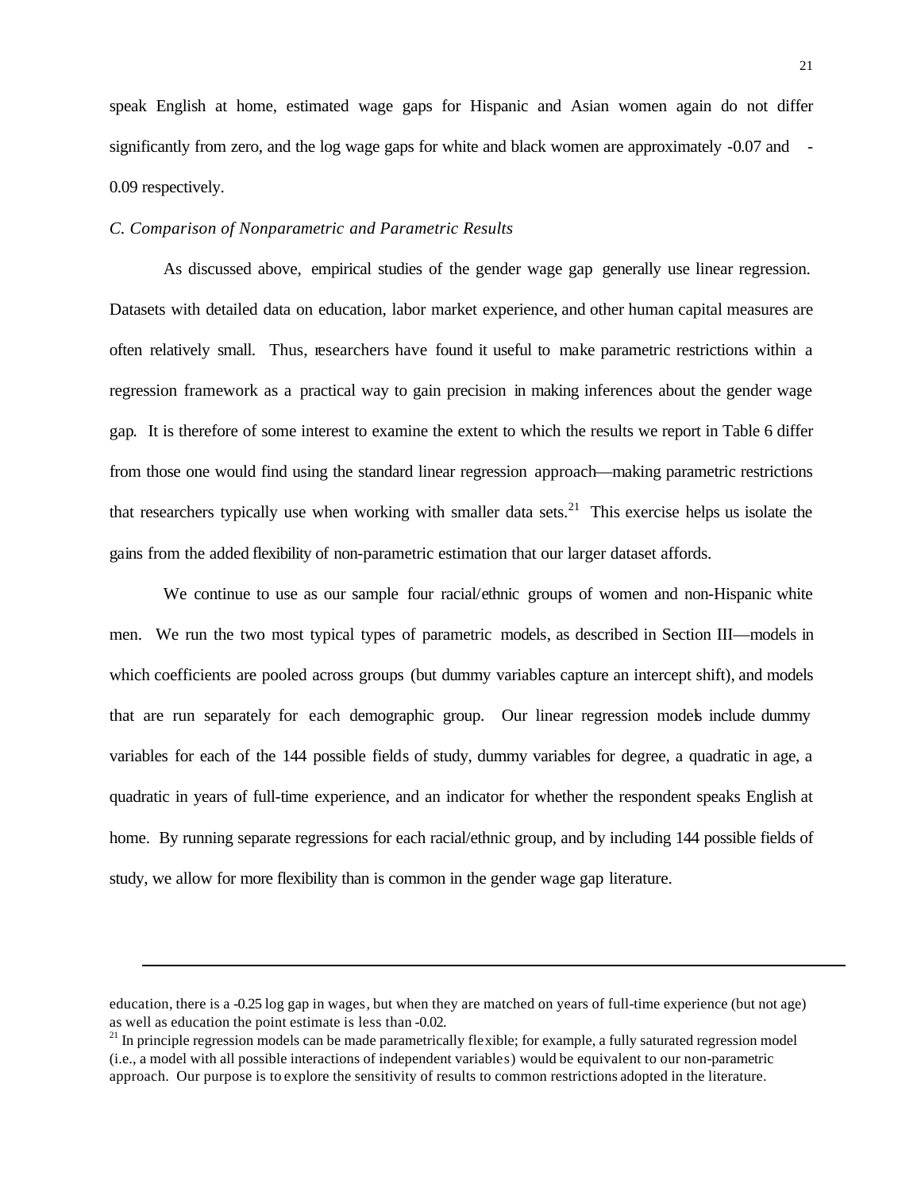speak English at home, estimated wage gaps for Hispanic and Asian women again do not differ significantly from zero, and the log wage gaps for white and black women are approximately -0.07 and -0.09 respectively.

*C. Comparison of Nonparametric and Parametric Results*

As discussed above, empirical studies of the gender wage gap generally use linear regression. Datasets with detailed data on education, labor market experience, and other human capital measures are often relatively small. Thus, researchers have found it useful to make parametric restrictions within a regression framework as a practical way to gain precision in making inferences about the gender wage gap. It is therefore of some interest to examine the extent to which the results we report in Table 6 differ from those one would find using the standard linear regression approach—making parametric restrictions that researchers typically use when working with smaller data sets.[21] This exercise helps us isolate the gains from the added flexibility of non-parametric estimation that our larger dataset affords.

We continue to use as our sample four racial/ethnic groups of women and non-Hispanic white men. We run the two most typical types of parametric models, as described in Section III—models in which coefficients are pooled across groups (but dummy variables capture an intercept shift), and models that are run separately for each demographic group. Our linear regression models include dummy variables for each of the 144 possible fields of study, dummy variables for degree, a quadratic in age, a quadratic in years of full-time experience, and an indicator for whether the respondent speaks English at home. By running separate regressions for each racial/ethnic group, and by including 144 possible fields of study, we allow for more flexibility than is common in the gender wage gap literature.

---

education, there is a -0.25 log gap in wages, but when they are matched on years of full-time experience (but not age) as well as education the point estimate is less than -0.02.

[21] In principle regression models can be made parametrically flexible; for example, a fully saturated regression model (i.e., a model with all possible interactions of independent variables) would be equivalent to our non-parametric approach. Our purpose is to explore the sensitivity of results to common restrictions adopted in the literature.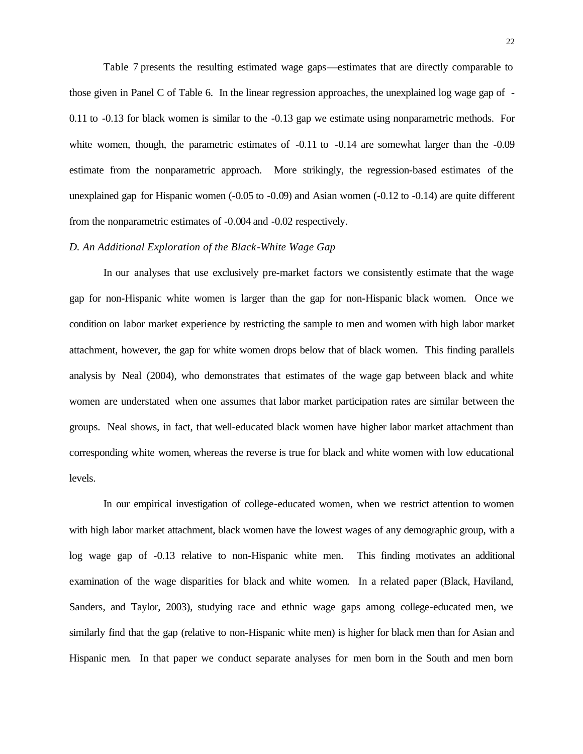Table 7 presents the resulting estimated wage gaps—estimates that are directly comparable to those given in Panel C of Table 6. In the linear regression approaches, the unexplained log wage gap of -0.11 to -0.13 for black women is similar to the -0.13 gap we estimate using nonparametric methods. For white women, though, the parametric estimates of -0.11 to -0.14 are somewhat larger than the -0.09 estimate from the nonparametric approach. More strikingly, the regression-based estimates of the unexplained gap for Hispanic women (-0.05 to -0.09) and Asian women (-0.12 to -0.14) are quite different from the nonparametric estimates of -0.004 and -0.02 respectively.

*D. An Additional Exploration of the Black-White Wage Gap*

In our analyses that use exclusively pre-market factors we consistently estimate that the wage gap for non-Hispanic white women is larger than the gap for non-Hispanic black women. Once we condition on labor market experience by restricting the sample to men and women with high labor market attachment, however, the gap for white women drops below that of black women. This finding parallels analysis by Neal (2004), who demonstrates that estimates of the wage gap between black and white women are understated when one assumes that labor market participation rates are similar between the groups. Neal shows, in fact, that well-educated black women have higher labor market attachment than corresponding white women, whereas the reverse is true for black and white women with low educational levels.

In our empirical investigation of college-educated women, when we restrict attention to women with high labor market attachment, black women have the lowest wages of any demographic group, with a log wage gap of -0.13 relative to non-Hispanic white men. This finding motivates an additional examination of the wage disparities for black and white women. In a related paper (Black, Haviland, Sanders, and Taylor, 2003), studying race and ethnic wage gaps among college-educated men, we similarly find that the gap (relative to non-Hispanic white men) is higher for black men than for Asian and Hispanic men. In that paper we conduct separate analyses for men born in the South and men born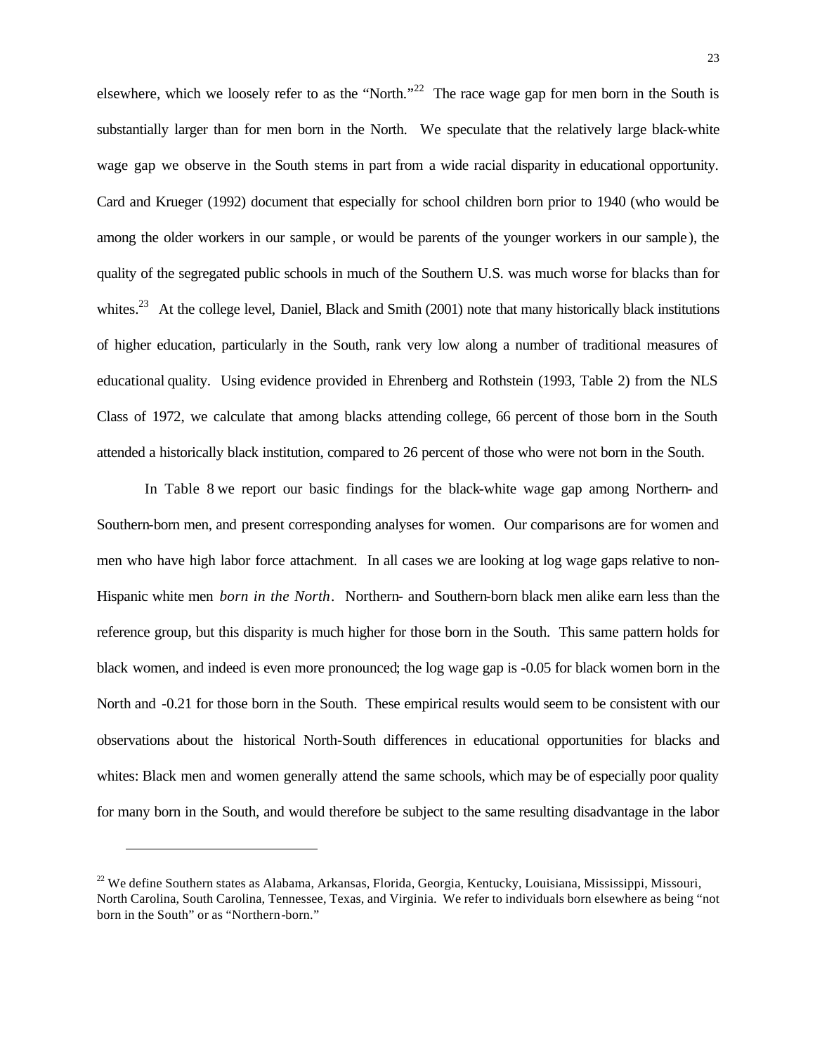elsewhere, which we loosely refer to as the "North."[22] The race wage gap for men born in the South is substantially larger than for men born in the North. We speculate that the relatively large black-white wage gap we observe in the South stems in part from a wide racial disparity in educational opportunity. Card and Krueger (1992) document that especially for school children born prior to 1940 (who would be among the older workers in our sample, or would be parents of the younger workers in our sample), the quality of the segregated public schools in much of the Southern U.S. was much worse for blacks than for whites.[23] At the college level, Daniel, Black and Smith (2001) note that many historically black institutions of higher education, particularly in the South, rank very low along a number of traditional measures of educational quality. Using evidence provided in Ehrenberg and Rothstein (1993, Table 2) from the NLS Class of 1972, we calculate that among blacks attending college, 66 percent of those born in the South attended a historically black institution, compared to 26 percent of those who were not born in the South.

In Table 8 we report our basic findings for the black-white wage gap among Northern- and Southern-born men, and present corresponding analyses for women. Our comparisons are for women and men who have high labor force attachment. In all cases we are looking at log wage gaps relative to non-Hispanic white men *born in the North*. Northern- and Southern-born black men alike earn less than the reference group, but this disparity is much higher for those born in the South. This same pattern holds for black women, and indeed is even more pronounced; the log wage gap is -0.05 for black women born in the North and -0.21 for those born in the South. These empirical results would seem to be consistent with our observations about the historical North-South differences in educational opportunities for blacks and whites: Black men and women generally attend the same schools, which may be of especially poor quality for many born in the South, and would therefore be subject to the same resulting disadvantage in the labor

[22] We define Southern states as Alabama, Arkansas, Florida, Georgia, Kentucky, Louisiana, Mississippi, Missouri, North Carolina, South Carolina, Tennessee, Texas, and Virginia. We refer to individuals born elsewhere as being "not born in the South" or as "Northern-born."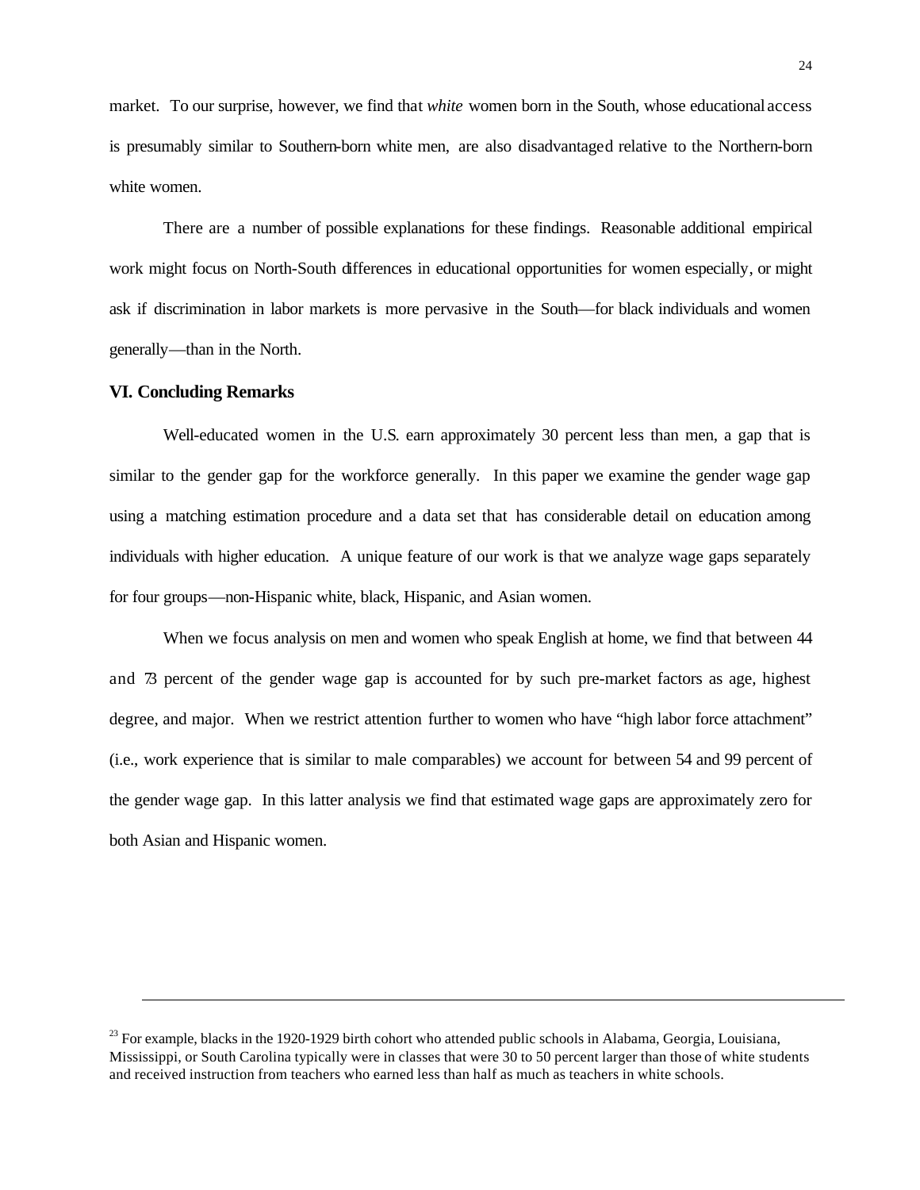market. To our surprise, however, we find that *white* women born in the South, whose educational access is presumably similar to Southern-born white men, are also disadvantaged relative to the Northern-born white women.

There are a number of possible explanations for these findings. Reasonable additional empirical work might focus on North-South differences in educational opportunities for women especially, or might ask if discrimination in labor markets is more pervasive in the South—for black individuals and women generally—than in the North.

### VI. Concluding Remarks

Well-educated women in the U.S. earn approximately 30 percent less than men, a gap that is similar to the gender gap for the workforce generally. In this paper we examine the gender wage gap using a matching estimation procedure and a data set that has considerable detail on education among individuals with higher education. A unique feature of our work is that we analyze wage gaps separately for four groups—non-Hispanic white, black, Hispanic, and Asian women.

When we focus analysis on men and women who speak English at home, we find that between 44 and 73 percent of the gender wage gap is accounted for by such pre-market factors as age, highest degree, and major. When we restrict attention further to women who have "high labor force attachment" (i.e., work experience that is similar to male comparables) we account for between 54 and 99 percent of the gender wage gap. In this latter analysis we find that estimated wage gaps are approximately zero for both Asian and Hispanic women.

---

[23] For example, blacks in the 1920-1929 birth cohort who attended public schools in Alabama, Georgia, Louisiana, Mississippi, or South Carolina typically were in classes that were 30 to 50 percent larger than those of white students and received instruction from teachers who earned less than half as much as teachers in white schools.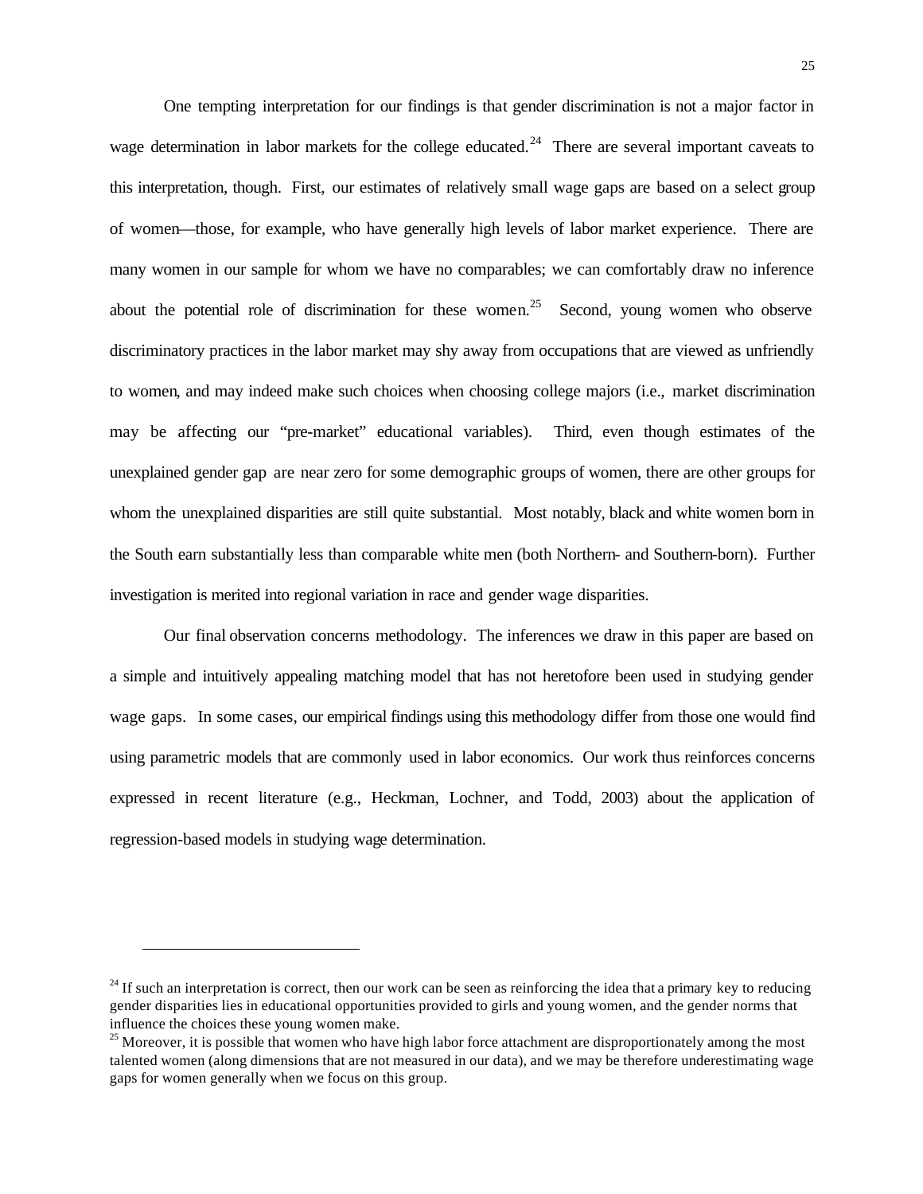One tempting interpretation for our findings is that gender discrimination is not a major factor in wage determination in labor markets for the college educated.[24] There are several important caveats to this interpretation, though. First, our estimates of relatively small wage gaps are based on a select group of women—those, for example, who have generally high levels of labor market experience. There are many women in our sample for whom we have no comparables; we can comfortably draw no inference about the potential role of discrimination for these women.[25] Second, young women who observe discriminatory practices in the labor market may shy away from occupations that are viewed as unfriendly to women, and may indeed make such choices when choosing college majors (i.e., market discrimination may be affecting our "pre-market" educational variables). Third, even though estimates of the unexplained gender gap are near zero for some demographic groups of women, there are other groups for whom the unexplained disparities are still quite substantial. Most notably, black and white women born in the South earn substantially less than comparable white men (both Northern- and Southern-born). Further investigation is merited into regional variation in race and gender wage disparities.

Our final observation concerns methodology. The inferences we draw in this paper are based on a simple and intuitively appealing matching model that has not heretofore been used in studying gender wage gaps. In some cases, our empirical findings using this methodology differ from those one would find using parametric models that are commonly used in labor economics. Our work thus reinforces concerns expressed in recent literature (e.g., Heckman, Lochner, and Todd, 2003) about the application of regression-based models in studying wage determination.

---

[24] If such an interpretation is correct, then our work can be seen as reinforcing the idea that a primary key to reducing gender disparities lies in educational opportunities provided to girls and young women, and the gender norms that influence the choices these young women make.

[25] Moreover, it is possible that women who have high labor force attachment are disproportionately among the most talented women (along dimensions that are not measured in our data), and we may be therefore underestimating wage gaps for women generally when we focus on this group.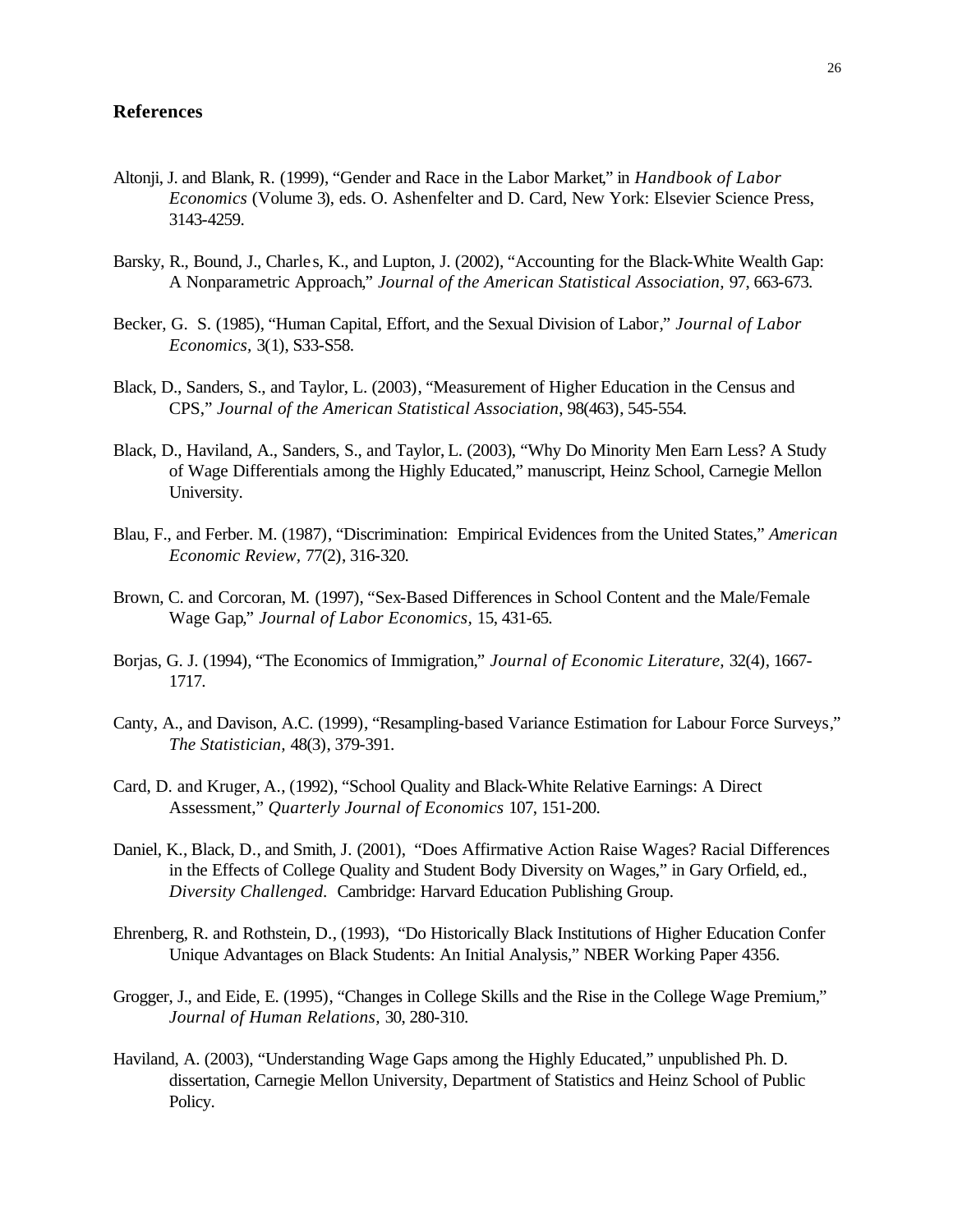## References

Altonji, J. and Blank, R. (1999), "Gender and Race in the Labor Market," in *Handbook of Labor Economics* (Volume 3), eds. O. Ashenfelter and D. Card, New York: Elsevier Science Press, 3143-4259.

Barsky, R., Bound, J., Charles, K., and Lupton, J. (2002), "Accounting for the Black-White Wealth Gap: A Nonparametric Approach," *Journal of the American Statistical Association,* 97, 663-673.

Becker, G. S. (1985), "Human Capital, Effort, and the Sexual Division of Labor," *Journal of Labor Economics,* 3(1), S33-S58.

Black, D., Sanders, S., and Taylor, L. (2003), "Measurement of Higher Education in the Census and CPS," *Journal of the American Statistical Association*, 98(463), 545-554.

Black, D., Haviland, A., Sanders, S., and Taylor, L. (2003), "Why Do Minority Men Earn Less? A Study of Wage Differentials among the Highly Educated," manuscript, Heinz School, Carnegie Mellon University.

Blau, F., and Ferber. M. (1987), "Discrimination: Empirical Evidences from the United States," *American Economic Review,* 77(2), 316-320.

Brown, C. and Corcoran, M. (1997), "Sex-Based Differences in School Content and the Male/Female Wage Gap," *Journal of Labor Economics,* 15, 431-65.

Borjas, G. J. (1994), "The Economics of Immigration," *Journal of Economic Literature,* 32(4), 1667-1717.

Canty, A., and Davison, A.C. (1999), "Resampling-based Variance Estimation for Labour Force Surveys," *The Statistician,* 48(3), 379-391.

Card, D. and Kruger, A., (1992), "School Quality and Black-White Relative Earnings: A Direct Assessment," *Quarterly Journal of Economics* 107, 151-200.

Daniel, K., Black, D., and Smith, J. (2001), "Does Affirmative Action Raise Wages? Racial Differences in the Effects of College Quality and Student Body Diversity on Wages," in Gary Orfield, ed., *Diversity Challenged.* Cambridge: Harvard Education Publishing Group.

Ehrenberg, R. and Rothstein, D., (1993), "Do Historically Black Institutions of Higher Education Confer Unique Advantages on Black Students: An Initial Analysis," NBER Working Paper 4356.

Grogger, J., and Eide, E. (1995), "Changes in College Skills and the Rise in the College Wage Premium," *Journal of Human Relations,* 30, 280-310.

Haviland, A. (2003), "Understanding Wage Gaps among the Highly Educated," unpublished Ph. D. dissertation, Carnegie Mellon University, Department of Statistics and Heinz School of Public Policy.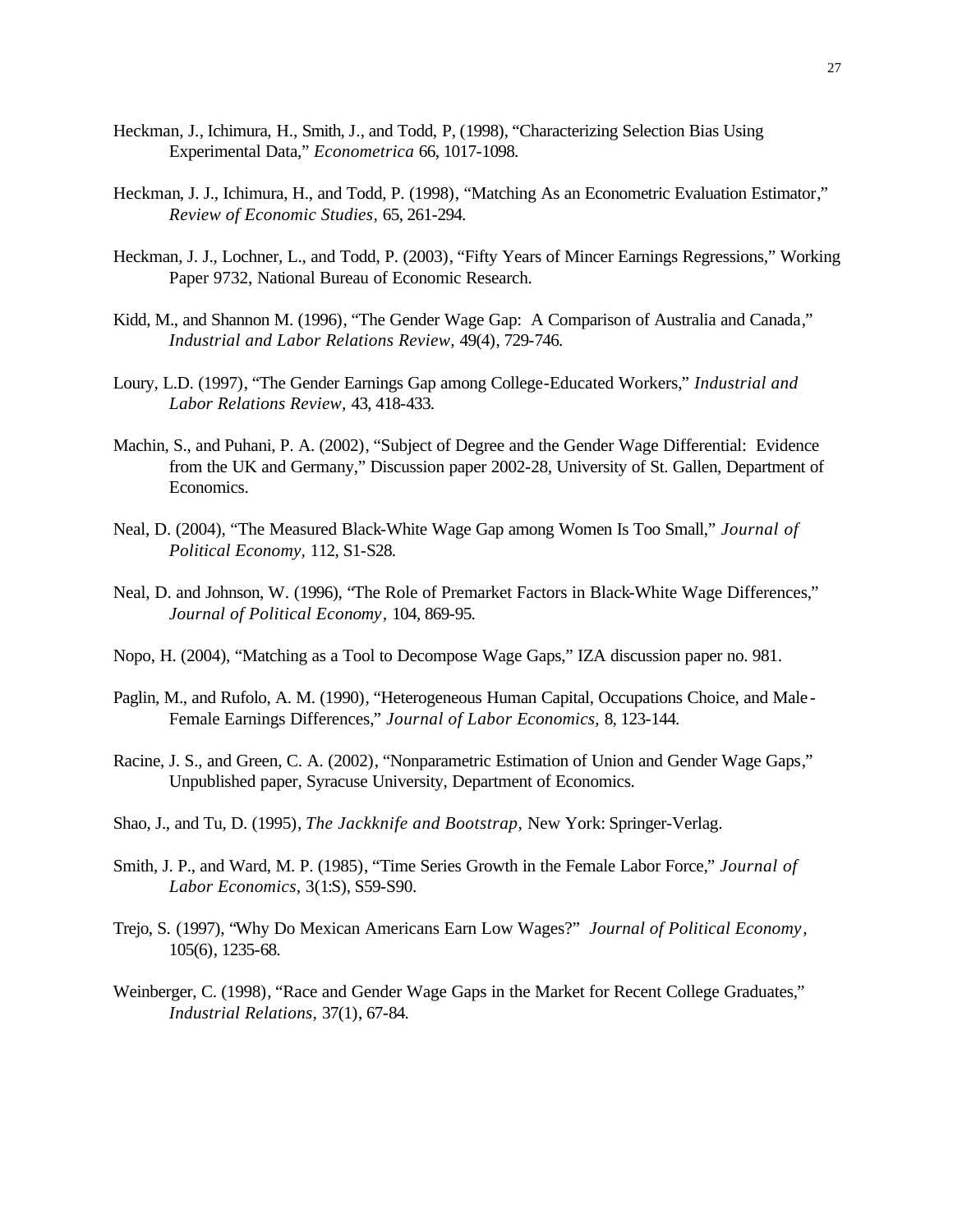Heckman, J., Ichimura, H., Smith, J., and Todd, P, (1998), "Characterizing Selection Bias Using Experimental Data," *Econometrica* 66, 1017-1098.

Heckman, J. J., Ichimura, H., and Todd, P. (1998), "Matching As an Econometric Evaluation Estimator," *Review of Economic Studies,* 65, 261-294.

Heckman, J. J., Lochner, L., and Todd, P. (2003), "Fifty Years of Mincer Earnings Regressions," Working Paper 9732, National Bureau of Economic Research.

Kidd, M., and Shannon M. (1996), "The Gender Wage Gap: A Comparison of Australia and Canada," *Industrial and Labor Relations Review,* 49(4), 729-746.

Loury, L.D. (1997), "The Gender Earnings Gap among College-Educated Workers," *Industrial and Labor Relations Review,* 43, 418-433.

Machin, S., and Puhani, P. A. (2002), "Subject of Degree and the Gender Wage Differential: Evidence from the UK and Germany," Discussion paper 2002-28, University of St. Gallen, Department of Economics.

Neal, D. (2004), "The Measured Black-White Wage Gap among Women Is Too Small," *Journal of Political Economy,* 112, S1-S28.

Neal, D. and Johnson, W. (1996), "The Role of Premarket Factors in Black-White Wage Differences," *Journal of Political Economy*, 104, 869-95.

Nopo, H. (2004), "Matching as a Tool to Decompose Wage Gaps," IZA discussion paper no. 981.

Paglin, M., and Rufolo, A. M. (1990), "Heterogeneous Human Capital, Occupations Choice, and Male-Female Earnings Differences," *Journal of Labor Economics,* 8, 123-144.

Racine, J. S., and Green, C. A. (2002), "Nonparametric Estimation of Union and Gender Wage Gaps," Unpublished paper, Syracuse University, Department of Economics.

Shao, J., and Tu, D. (1995), *The Jackknife and Bootstrap,* New York: Springer-Verlag.

Smith, J. P., and Ward, M. P. (1985), "Time Series Growth in the Female Labor Force," *Journal of Labor Economics,* 3(1:S), S59-S90.

Trejo, S. (1997), "Why Do Mexican Americans Earn Low Wages?" *Journal of Political Economy*, 105(6), 1235-68.

Weinberger, C. (1998), "Race and Gender Wage Gaps in the Market for Recent College Graduates," *Industrial Relations,* 37(1), 67-84.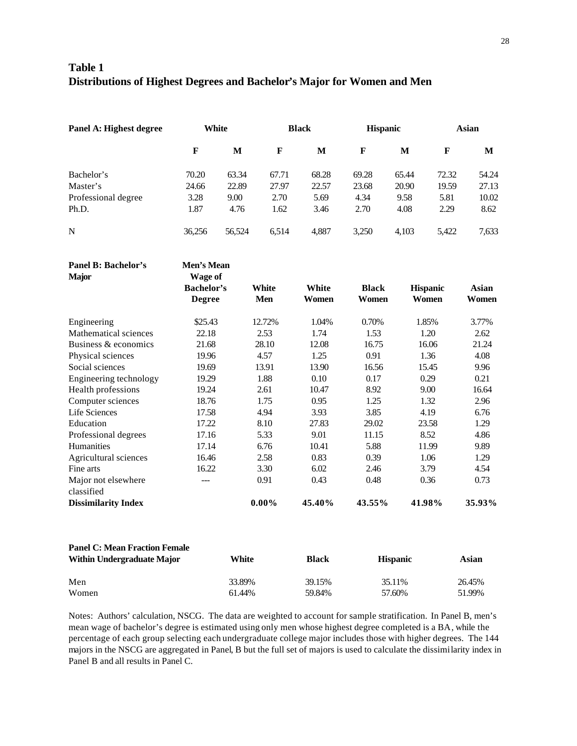## Table 1
## Distributions of Highest Degrees and Bachelor's Major for Women and Men

| Panel A: Highest degree | White | | Black | | Hispanic | | Asian | |
|---|---|---|---|---|---|---|---|---|
| | F | M | F | M | F | M | F | M |
| Bachelor's | 70.20 | 63.34 | 67.71 | 68.28 | 69.28 | 65.44 | 72.32 | 54.24 |
| Master's | 24.66 | 22.89 | 27.97 | 22.57 | 23.68 | 20.90 | 19.59 | 27.13 |
| Professional degree | 3.28 | 9.00 | 2.70 | 5.69 | 4.34 | 9.58 | 5.81 | 10.02 |
| Ph.D. | 1.87 | 4.76 | 1.62 | 3.46 | 2.70 | 4.08 | 2.29 | 8.62 |
| N | 36,256 | 56,524 | 6,514 | 4,887 | 3,250 | 4,103 | 5,422 | 7,633 |

| Panel B: Bachelor's Major | Men's Mean Wage of Bachelor's Degree | White Men | White Women | Black Women | Hispanic Women | Asian Women |
|---|---|---|---|---|---|---|
| Engineering | $25.43 | 12.72% | 1.04% | 0.70% | 1.85% | 3.77% |
| Mathematical sciences | 22.18 | 2.53 | 1.74 | 1.53 | 1.20 | 2.62 |
| Business & economics | 21.68 | 28.10 | 12.08 | 16.75 | 16.06 | 21.24 |
| Physical sciences | 19.96 | 4.57 | 1.25 | 0.91 | 1.36 | 4.08 |
| Social sciences | 19.69 | 13.91 | 13.90 | 16.56 | 15.45 | 9.96 |
| Engineering technology | 19.29 | 1.88 | 0.10 | 0.17 | 0.29 | 0.21 |
| Health professions | 19.24 | 2.61 | 10.47 | 8.92 | 9.00 | 16.64 |
| Computer sciences | 18.76 | 1.75 | 0.95 | 1.25 | 1.32 | 2.96 |
| Life Sciences | 17.58 | 4.94 | 3.93 | 3.85 | 4.19 | 6.76 |
| Education | 17.22 | 8.10 | 27.83 | 29.02 | 23.58 | 1.29 |
| Professional degrees | 17.16 | 5.33 | 9.01 | 11.15 | 8.52 | 4.86 |
| Humanities | 17.14 | 6.76 | 10.41 | 5.88 | 11.99 | 9.89 |
| Agricultural sciences | 16.46 | 2.58 | 0.83 | 0.39 | 1.06 | 1.29 |
| Fine arts | 16.22 | 3.30 | 6.02 | 2.46 | 3.79 | 4.54 |
| Major not elsewhere classified | --- | 0.91 | 0.43 | 0.48 | 0.36 | 0.73 |
| **Dissimilarity Index** | | **0.00%** | **45.40%** | **43.55%** | **41.98%** | **35.93%** |

| Panel C: Mean Fraction Female Within Undergraduate Major | White | Black | Hispanic | Asian |
|---|---|---|---|---|
| Men | 33.89% | 39.15% | 35.11% | 26.45% |
| Women | 61.44% | 59.84% | 57.60% | 51.99% |

Notes: Authors' calculation, NSCG. The data are weighted to account for sample stratification. In Panel B, men's mean wage of bachelor's degree is estimated using only men whose highest degree completed is a BA, while the percentage of each group selecting each undergraduate college major includes those with higher degrees. The 144 majors in the NSCG are aggregated in Panel, B but the full set of majors is used to calculate the dissimilarity index in Panel B and all results in Panel C.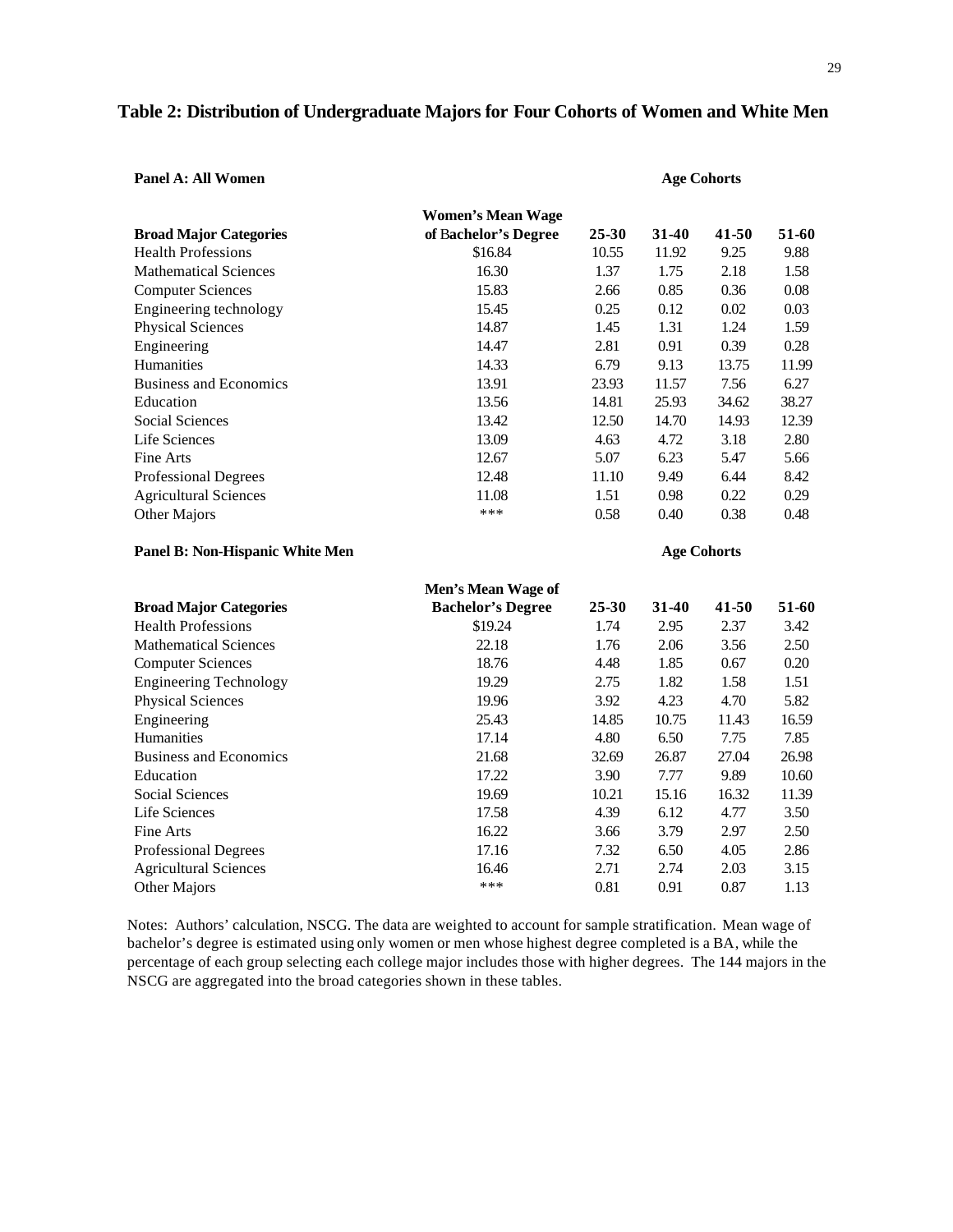## Table 2: Distribution of Undergraduate Majors for Four Cohorts of Women and White Men

**Panel A: All Women**

| | | Age Cohorts | | | |
|---|---|---|---|---|---|
| **Broad Major Categories** | **Women's Mean Wage of Bachelor's Degree** | **25-30** | **31-40** | **41-50** | **51-60** |
| Health Professions | $16.84 | 10.55 | 11.92 | 9.25 | 9.88 |
| Mathematical Sciences | 16.30 | 1.37 | 1.75 | 2.18 | 1.58 |
| Computer Sciences | 15.83 | 2.66 | 0.85 | 0.36 | 0.08 |
| Engineering technology | 15.45 | 0.25 | 0.12 | 0.02 | 0.03 |
| Physical Sciences | 14.87 | 1.45 | 1.31 | 1.24 | 1.59 |
| Engineering | 14.47 | 2.81 | 0.91 | 0.39 | 0.28 |
| Humanities | 14.33 | 6.79 | 9.13 | 13.75 | 11.99 |
| Business and Economics | 13.91 | 23.93 | 11.57 | 7.56 | 6.27 |
| Education | 13.56 | 14.81 | 25.93 | 34.62 | 38.27 |
| Social Sciences | 13.42 | 12.50 | 14.70 | 14.93 | 12.39 |
| Life Sciences | 13.09 | 4.63 | 4.72 | 3.18 | 2.80 |
| Fine Arts | 12.67 | 5.07 | 6.23 | 5.47 | 5.66 |
| Professional Degrees | 12.48 | 11.10 | 9.49 | 6.44 | 8.42 |
| Agricultural Sciences | 11.08 | 1.51 | 0.98 | 0.22 | 0.29 |
| Other Majors | *** | 0.58 | 0.40 | 0.38 | 0.48 |

**Panel B: Non-Hispanic White Men**

| | | Age Cohorts | | | |
|---|---|---|---|---|---|
| **Broad Major Categories** | **Men's Mean Wage of Bachelor's Degree** | **25-30** | **31-40** | **41-50** | **51-60** |
| Health Professions | $19.24 | 1.74 | 2.95 | 2.37 | 3.42 |
| Mathematical Sciences | 22.18 | 1.76 | 2.06 | 3.56 | 2.50 |
| Computer Sciences | 18.76 | 4.48 | 1.85 | 0.67 | 0.20 |
| Engineering Technology | 19.29 | 2.75 | 1.82 | 1.58 | 1.51 |
| Physical Sciences | 19.96 | 3.92 | 4.23 | 4.70 | 5.82 |
| Engineering | 25.43 | 14.85 | 10.75 | 11.43 | 16.59 |
| Humanities | 17.14 | 4.80 | 6.50 | 7.75 | 7.85 |
| Business and Economics | 21.68 | 32.69 | 26.87 | 27.04 | 26.98 |
| Education | 17.22 | 3.90 | 7.77 | 9.89 | 10.60 |
| Social Sciences | 19.69 | 10.21 | 15.16 | 16.32 | 11.39 |
| Life Sciences | 17.58 | 4.39 | 6.12 | 4.77 | 3.50 |
| Fine Arts | 16.22 | 3.66 | 3.79 | 2.97 | 2.50 |
| Professional Degrees | 17.16 | 7.32 | 6.50 | 4.05 | 2.86 |
| Agricultural Sciences | 16.46 | 2.71 | 2.74 | 2.03 | 3.15 |
| Other Majors | *** | 0.81 | 0.91 | 0.87 | 1.13 |

Notes: Authors' calculation, NSCG. The data are weighted to account for sample stratification. Mean wage of bachelor's degree is estimated using only women or men whose highest degree completed is a BA, while the percentage of each group selecting each college major includes those with higher degrees. The 144 majors in the NSCG are aggregated into the broad categories shown in these tables.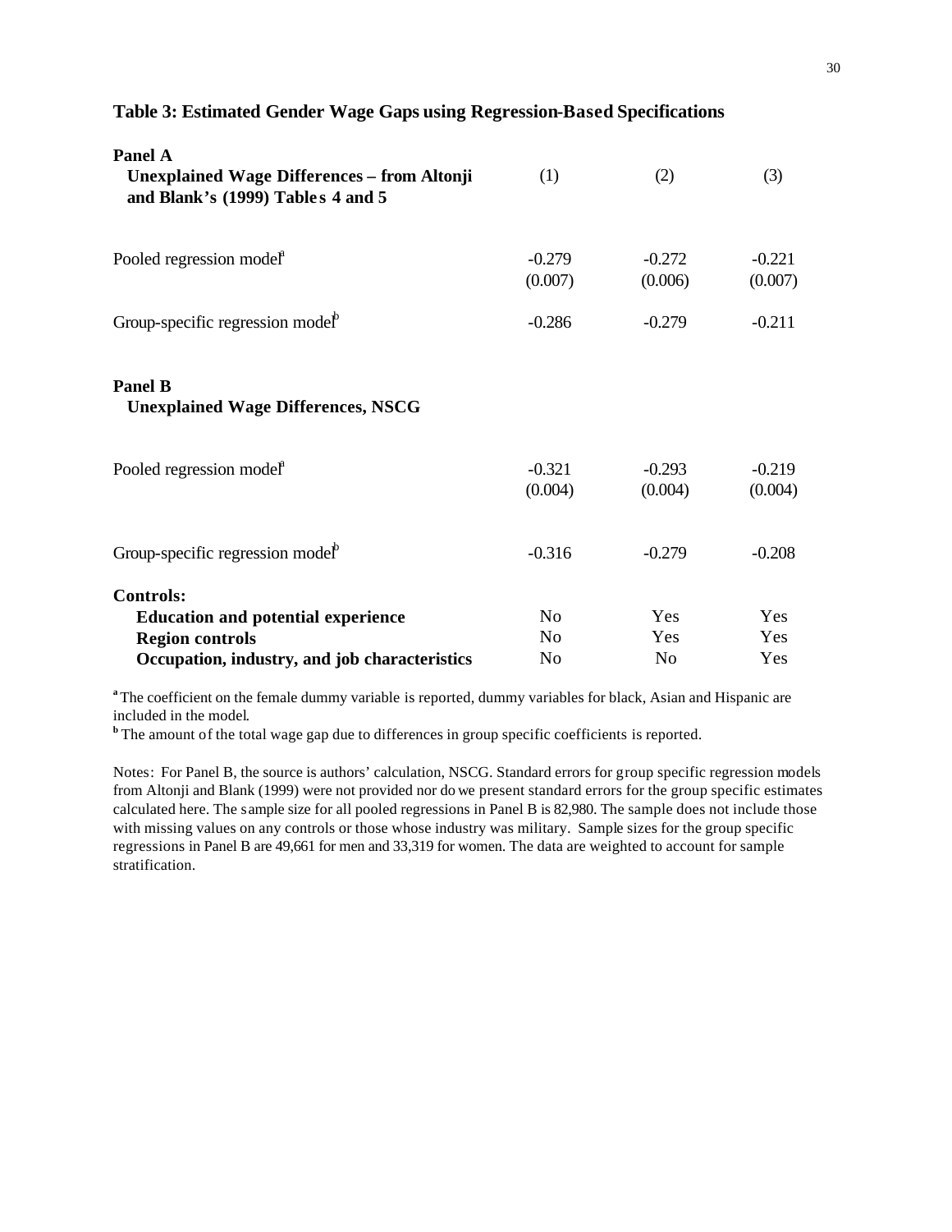## Table 3: Estimated Gender Wage Gaps using Regression-Based Specifications

| | (1) | (2) | (3) |
|---|---|---|---|
| **Panel A** | | | |
| **Unexplained Wage Differences – from Altonji and Blank's (1999) Tables 4 and 5** | | | |
| Pooled regression model[a] | -0.279 | -0.272 | -0.221 |
| | (0.007) | (0.006) | (0.007) |
| Group-specific regression model[b] | -0.286 | -0.279 | -0.211 |
| **Panel B** | | | |
| **Unexplained Wage Differences, NSCG** | | | |
| Pooled regression model[a] | -0.321 | -0.293 | -0.219 |
| | (0.004) | (0.004) | (0.004) |
| Group-specific regression model[b] | -0.316 | -0.279 | -0.208 |
| **Controls:** | | | |
| **Education and potential experience** | No | Yes | Yes |
| **Region controls** | No | Yes | Yes |
| **Occupation, industry, and job characteristics** | No | No | Yes |

[a] The coefficient on the female dummy variable is reported, dummy variables for black, Asian and Hispanic are included in the model.

[b] The amount of the total wage gap due to differences in group specific coefficients is reported.

Notes: For Panel B, the source is authors' calculation, NSCG. Standard errors for group specific regression models from Altonji and Blank (1999) were not provided nor do we present standard errors for the group specific estimates calculated here. The sample size for all pooled regressions in Panel B is 82,980. The sample does not include those with missing values on any controls or those whose industry was military. Sample sizes for the group specific regressions in Panel B are 49,661 for men and 33,319 for women. The data are weighted to account for sample stratification.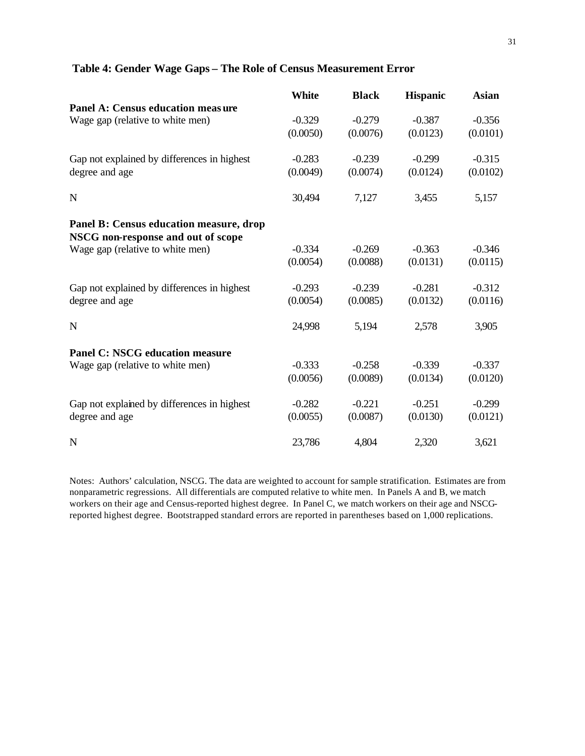## Table 4: Gender Wage Gaps – The Role of Census Measurement Error

| | White | Black | Hispanic | Asian |
|---|---|---|---|---|
| **Panel A: Census education measure** | | | | |
| Wage gap (relative to white men) | -0.329 | -0.279 | -0.387 | -0.356 |
| | (0.0050) | (0.0076) | (0.0123) | (0.0101) |
| Gap not explained by differences in highest degree and age | -0.283 | -0.239 | -0.299 | -0.315 |
| | (0.0049) | (0.0074) | (0.0124) | (0.0102) |
| N | 30,494 | 7,127 | 3,455 | 5,157 |
| **Panel B: Census education measure, drop NSCG non-response and out of scope** | | | | |
| Wage gap (relative to white men) | -0.334 | -0.269 | -0.363 | -0.346 |
| | (0.0054) | (0.0088) | (0.0131) | (0.0115) |
| Gap not explained by differences in highest degree and age | -0.293 | -0.239 | -0.281 | -0.312 |
| | (0.0054) | (0.0085) | (0.0132) | (0.0116) |
| N | 24,998 | 5,194 | 2,578 | 3,905 |
| **Panel C: NSCG education measure** | | | | |
| Wage gap (relative to white men) | -0.333 | -0.258 | -0.339 | -0.337 |
| | (0.0056) | (0.0089) | (0.0134) | (0.0120) |
| Gap not explained by differences in highest degree and age | -0.282 | -0.221 | -0.251 | -0.299 |
| | (0.0055) | (0.0087) | (0.0130) | (0.0121) |
| N | 23,786 | 4,804 | 2,320 | 3,621 |

Notes: Authors' calculation, NSCG. The data are weighted to account for sample stratification. Estimates are from nonparametric regressions. All differentials are computed relative to white men. In Panels A and B, we match workers on their age and Census-reported highest degree. In Panel C, we match workers on their age and NSCG-reported highest degree. Bootstrapped standard errors are reported in parentheses based on 1,000 replications.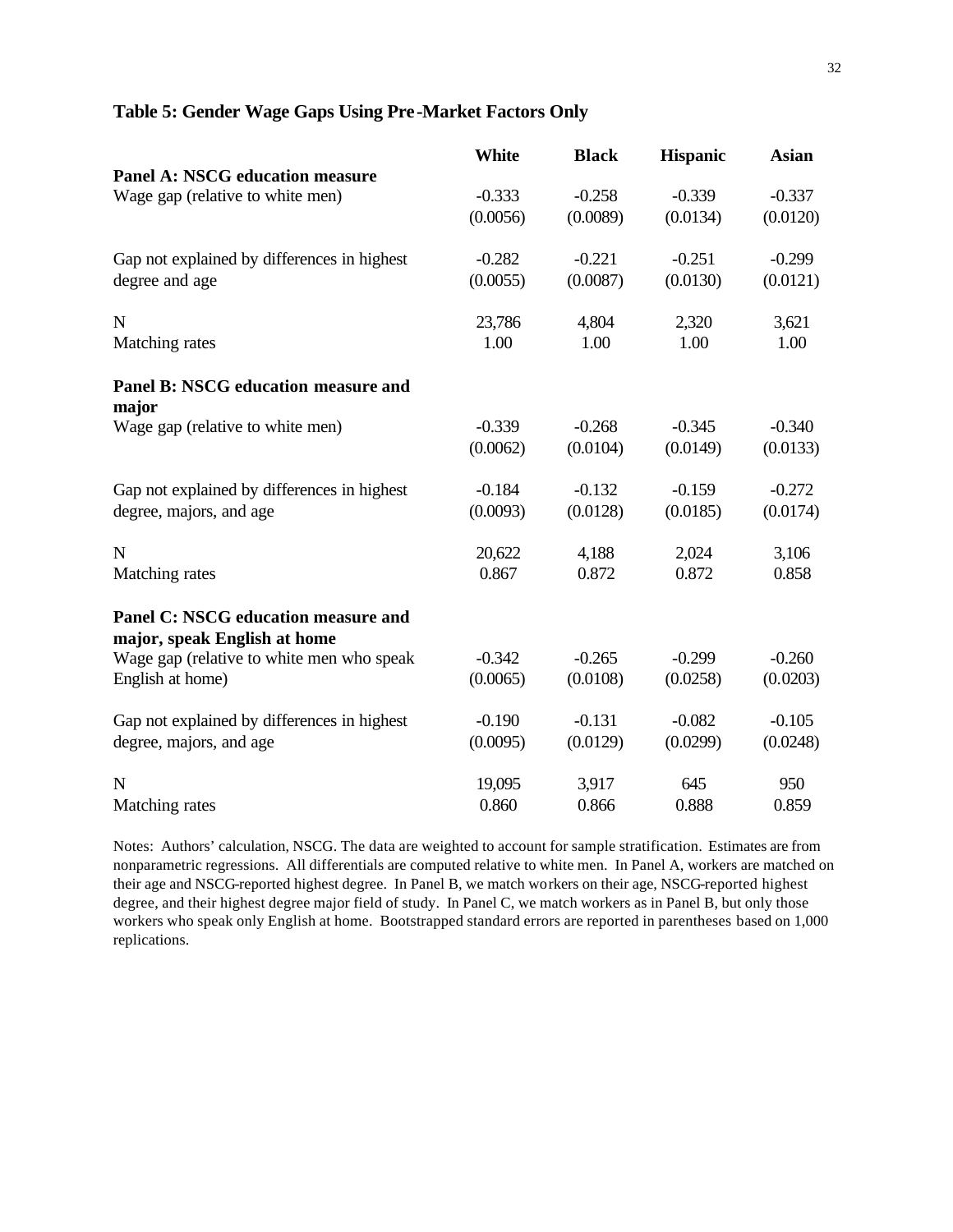# Table 5: Gender Wage Gaps Using Pre-Market Factors Only

| | White | Black | Hispanic | Asian |
|---|---|---|---|---|
| **Panel A: NSCG education measure** | | | | |
| Wage gap (relative to white men) | -0.333 | -0.258 | -0.339 | -0.337 |
| | (0.0056) | (0.0089) | (0.0134) | (0.0120) |
| Gap not explained by differences in highest degree and age | -0.282 | -0.221 | -0.251 | -0.299 |
| | (0.0055) | (0.0087) | (0.0130) | (0.0121) |
| N | 23,786 | 4,804 | 2,320 | 3,621 |
| Matching rates | 1.00 | 1.00 | 1.00 | 1.00 |
| **Panel B: NSCG education measure and major** | | | | |
| Wage gap (relative to white men) | -0.339 | -0.268 | -0.345 | -0.340 |
| | (0.0062) | (0.0104) | (0.0149) | (0.0133) |
| Gap not explained by differences in highest degree, majors, and age | -0.184 | -0.132 | -0.159 | -0.272 |
| | (0.0093) | (0.0128) | (0.0185) | (0.0174) |
| N | 20,622 | 4,188 | 2,024 | 3,106 |
| Matching rates | 0.867 | 0.872 | 0.872 | 0.858 |
| **Panel C: NSCG education measure and major, speak English at home** | | | | |
| Wage gap (relative to white men who speak English at home) | -0.342 | -0.265 | -0.299 | -0.260 |
| | (0.0065) | (0.0108) | (0.0258) | (0.0203) |
| Gap not explained by differences in highest degree, majors, and age | -0.190 | -0.131 | -0.082 | -0.105 |
| | (0.0095) | (0.0129) | (0.0299) | (0.0248) |
| N | 19,095 | 3,917 | 645 | 950 |
| Matching rates | 0.860 | 0.866 | 0.888 | 0.859 |

Notes: Authors' calculation, NSCG. The data are weighted to account for sample stratification. Estimates are from nonparametric regressions. All differentials are computed relative to white men. In Panel A, workers are matched on their age and NSCG-reported highest degree. In Panel B, we match workers on their age, NSCG-reported highest degree, and their highest degree major field of study. In Panel C, we match workers as in Panel B, but only those workers who speak only English at home. Bootstrapped standard errors are reported in parentheses based on 1,000 replications.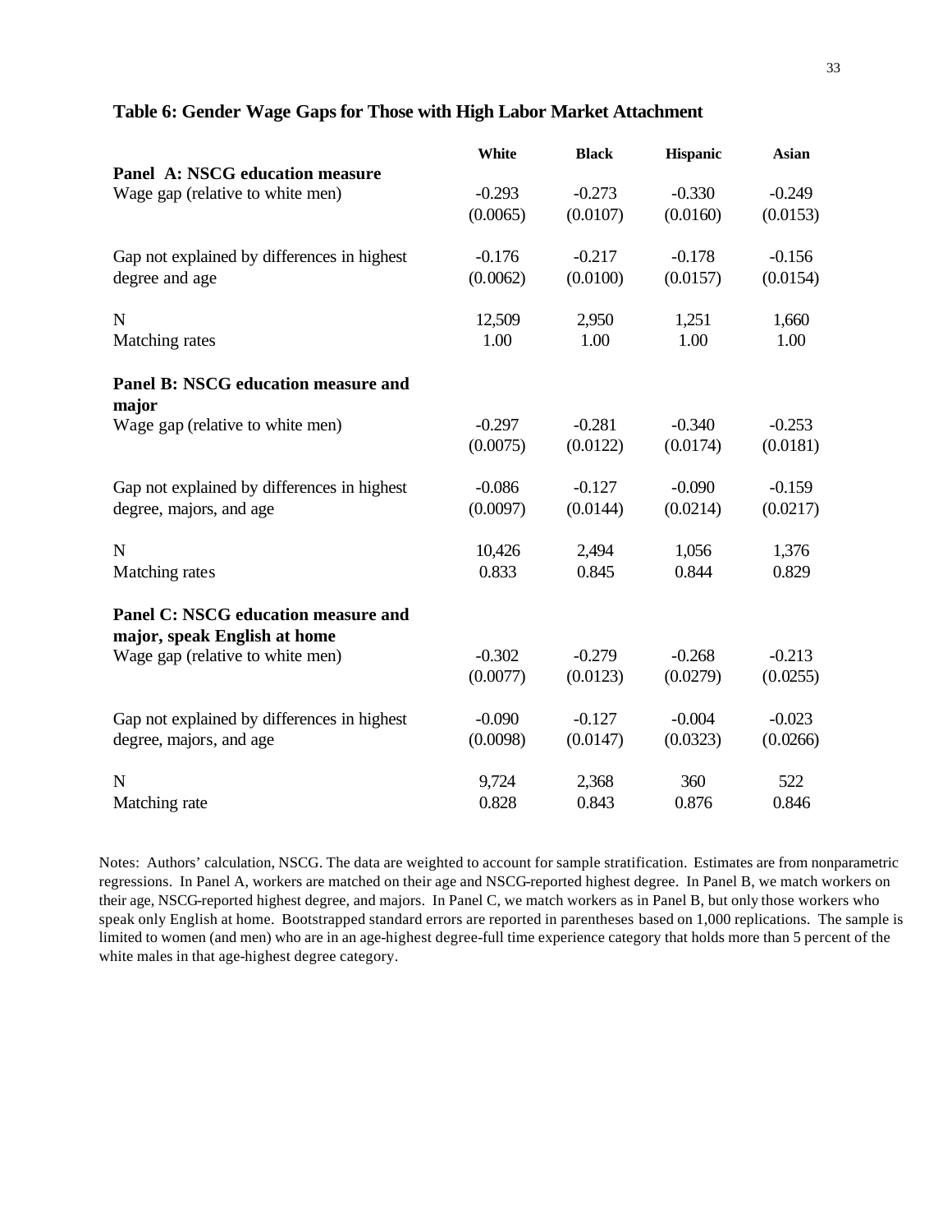## Table 6: Gender Wage Gaps for Those with High Labor Market Attachment

| | White | Black | Hispanic | Asian |
|---|---|---|---|---|
| **Panel A: NSCG education measure** | | | | |
| Wage gap (relative to white men) | -0.293 | -0.273 | -0.330 | -0.249 |
| | (0.0065) | (0.0107) | (0.0160) | (0.0153) |
| Gap not explained by differences in highest degree and age | -0.176 | -0.217 | -0.178 | -0.156 |
| | (0.0062) | (0.0100) | (0.0157) | (0.0154) |
| N | 12,509 | 2,950 | 1,251 | 1,660 |
| Matching rates | 1.00 | 1.00 | 1.00 | 1.00 |
| **Panel B: NSCG education measure and major** | | | | |
| Wage gap (relative to white men) | -0.297 | -0.281 | -0.340 | -0.253 |
| | (0.0075) | (0.0122) | (0.0174) | (0.0181) |
| Gap not explained by differences in highest degree, majors, and age | -0.086 | -0.127 | -0.090 | -0.159 |
| | (0.0097) | (0.0144) | (0.0214) | (0.0217) |
| N | 10,426 | 2,494 | 1,056 | 1,376 |
| Matching rates | 0.833 | 0.845 | 0.844 | 0.829 |
| **Panel C: NSCG education measure and major, speak English at home** | | | | |
| Wage gap (relative to white men) | -0.302 | -0.279 | -0.268 | -0.213 |
| | (0.0077) | (0.0123) | (0.0279) | (0.0255) |
| Gap not explained by differences in highest degree, majors, and age | -0.090 | -0.127 | -0.004 | -0.023 |
| | (0.0098) | (0.0147) | (0.0323) | (0.0266) |
| N | 9,724 | 2,368 | 360 | 522 |
| Matching rate | 0.828 | 0.843 | 0.876 | 0.846 |

Notes: Authors' calculation, NSCG. The data are weighted to account for sample stratification. Estimates are from nonparametric regressions. In Panel A, workers are matched on their age and NSCG-reported highest degree. In Panel B, we match workers on their age, NSCG-reported highest degree, and majors. In Panel C, we match workers as in Panel B, but only those workers who speak only English at home. Bootstrapped standard errors are reported in parentheses based on 1,000 replications. The sample is limited to women (and men) who are in an age-highest degree-full time experience category that holds more than 5 percent of the white males in that age-highest degree category.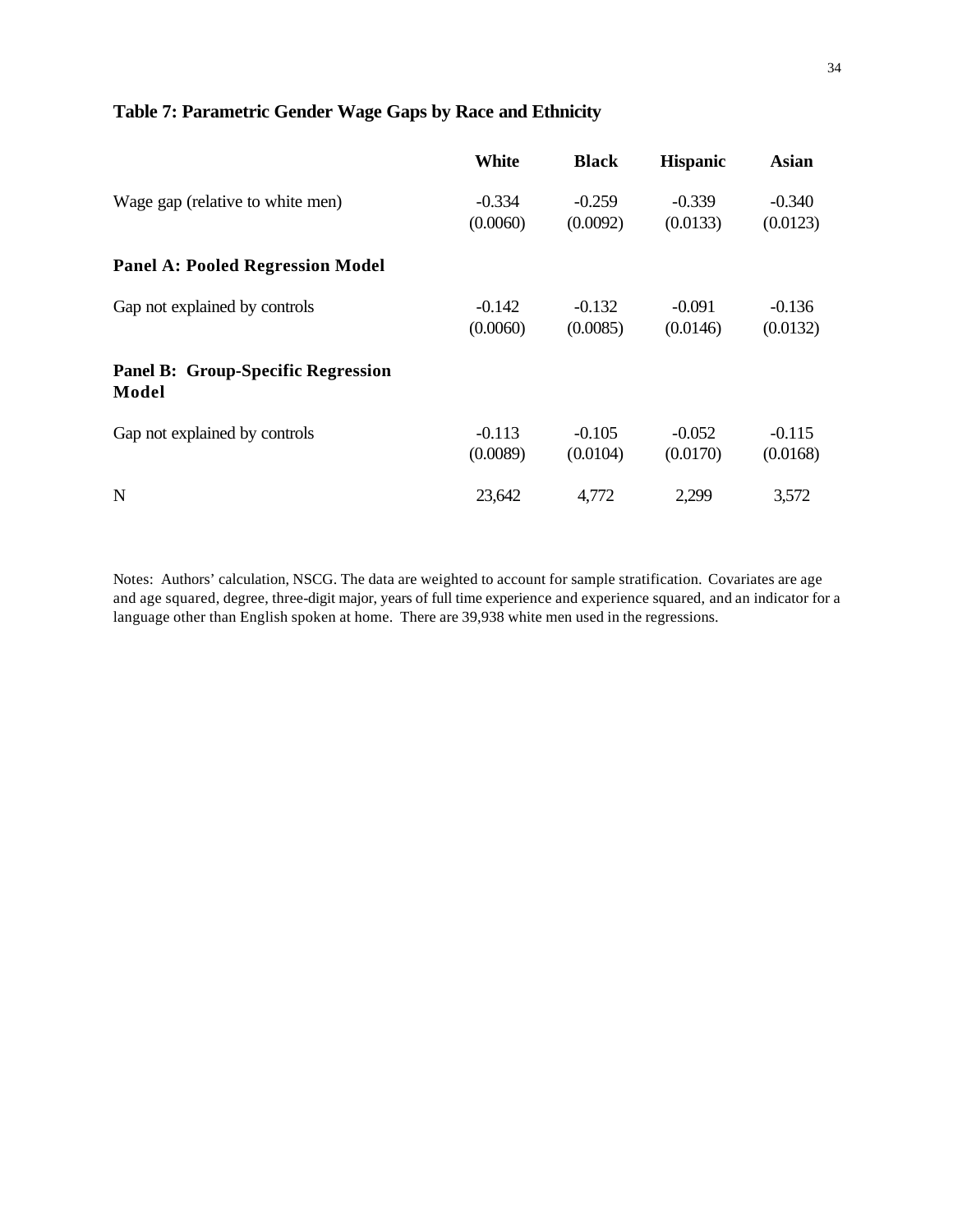## Table 7: Parametric Gender Wage Gaps by Race and Ethnicity

| | White | Black | Hispanic | Asian |
|---|---|---|---|---|
| Wage gap (relative to white men) | -0.334 | -0.259 | -0.339 | -0.340 |
| | (0.0060) | (0.0092) | (0.0133) | (0.0123) |
| **Panel A: Pooled Regression Model** | | | | |
| Gap not explained by controls | -0.142 | -0.132 | -0.091 | -0.136 |
| | (0.0060) | (0.0085) | (0.0146) | (0.0132) |
| **Panel B: Group-Specific Regression Model** | | | | |
| Gap not explained by controls | -0.113 | -0.105 | -0.052 | -0.115 |
| | (0.0089) | (0.0104) | (0.0170) | (0.0168) |
| N | 23,642 | 4,772 | 2,299 | 3,572 |

Notes: Authors' calculation, NSCG. The data are weighted to account for sample stratification. Covariates are age and age squared, degree, three-digit major, years of full time experience and experience squared, and an indicator for a language other than English spoken at home. There are 39,938 white men used in the regressions.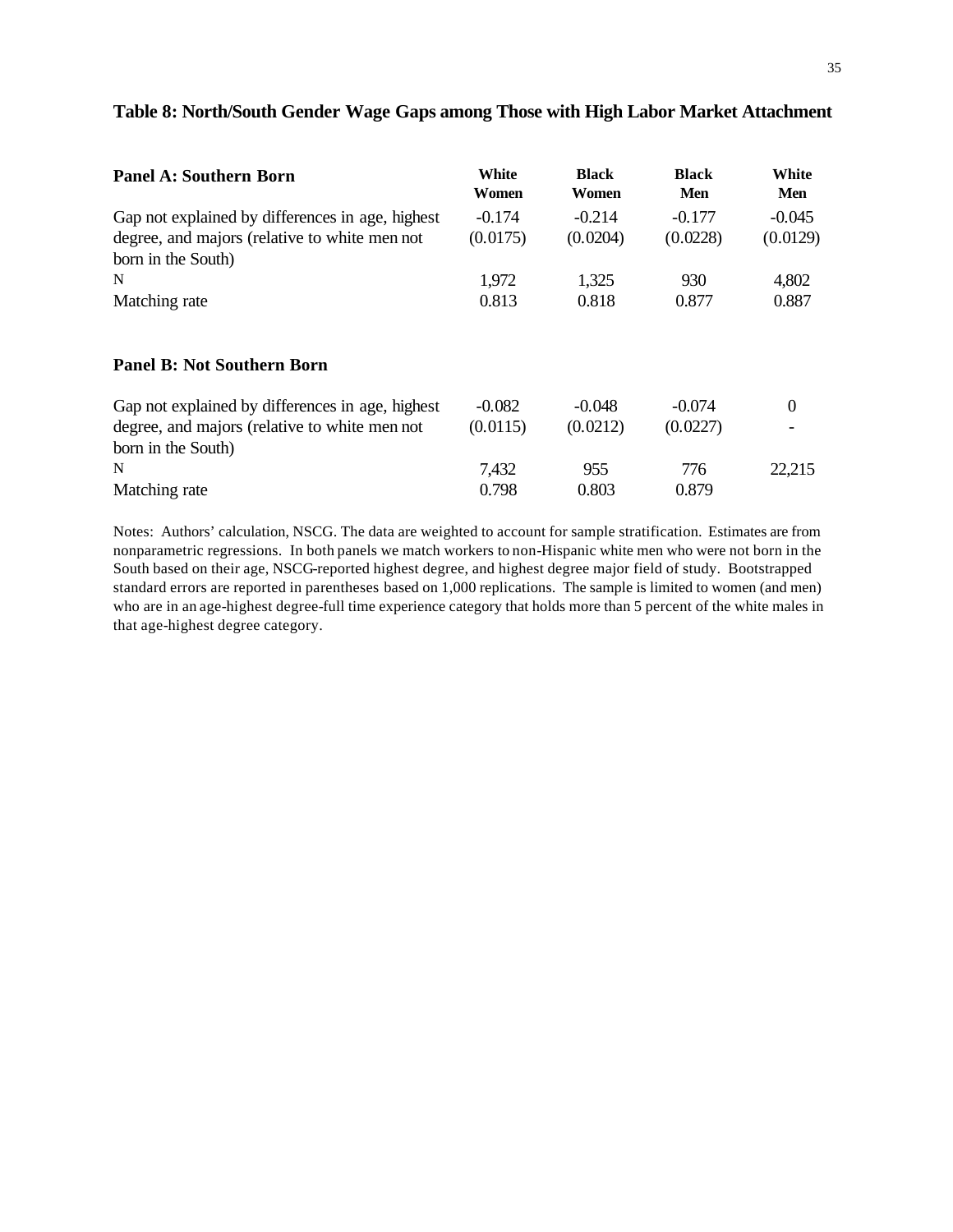## Table 8: North/South Gender Wage Gaps among Those with High Labor Market Attachment

| Panel A: Southern Born | White Women | Black Women | Black Men | White Men |
|---|---|---|---|---|
| Gap not explained by differences in age, highest degree, and majors (relative to white men not born in the South) | -0.174 | -0.214 | -0.177 | -0.045 |
| | (0.0175) | (0.0204) | (0.0228) | (0.0129) |
| N | 1,972 | 1,325 | 930 | 4,802 |
| Matching rate | 0.813 | 0.818 | 0.877 | 0.887 |
| **Panel B: Not Southern Born** | | | | |
| Gap not explained by differences in age, highest degree, and majors (relative to white men not born in the South) | -0.082 | -0.048 | -0.074 | 0 |
| | (0.0115) | (0.0212) | (0.0227) | - |
| N | 7,432 | 955 | 776 | 22,215 |
| Matching rate | 0.798 | 0.803 | 0.879 | |

Notes: Authors' calculation, NSCG. The data are weighted to account for sample stratification. Estimates are from nonparametric regressions. In both panels we match workers to non-Hispanic white men who were not born in the South based on their age, NSCG-reported highest degree, and highest degree major field of study. Bootstrapped standard errors are reported in parentheses based on 1,000 replications. The sample is limited to women (and men) who are in an age-highest degree-full time experience category that holds more than 5 percent of the white males in that age-highest degree category.